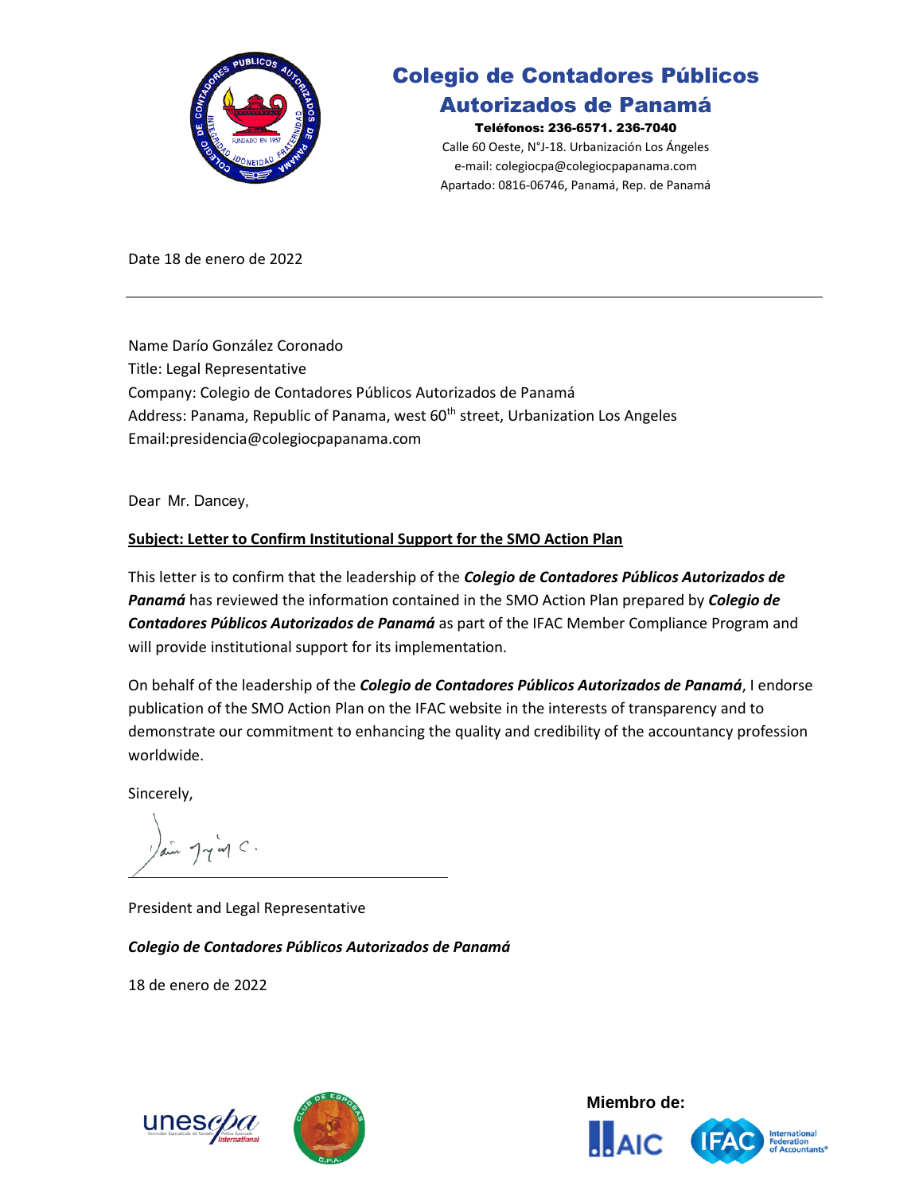# Colegio de Contadores Públicos Autorizados de Panamá

**Teléfonos: 236-6571. 236-7040**

Calle 60 Oeste, N°J-18. Urbanización Los Ángeles

e-mail: colegiocpa@colegiocpapanama.com

Apartado: 0816-06746, Panamá, Rep. de Panamá

Date 18 de enero de 2022

---

Name Darío González Coronado

Title: Legal Representative

Company: Colegio de Contadores Públicos Autorizados de Panamá

Address: Panama, Republic of Panama, west 60th street, Urbanization Los Angeles

Email:presidencia@colegiocpapanama.com

Dear Mr. Dancey,

**Subject: Letter to Confirm Institutional Support for the SMO Action Plan**

This letter is to confirm that the leadership of the ***Colegio de Contadores Públicos Autorizados de Panamá*** has reviewed the information contained in the SMO Action Plan prepared by ***Colegio de Contadores Públicos Autorizados de Panamá*** as part of the IFAC Member Compliance Program and will provide institutional support for its implementation.

On behalf of the leadership of the ***Colegio de Contadores Públicos Autorizados de Panamá***, I endorse publication of the SMO Action Plan on the IFAC website in the interests of transparency and to demonstrate our commitment to enhancing the quality and credibility of the accountancy profession worldwide.

Sincerely,

President and Legal Representative

***Colegio de Contadores Públicos Autorizados de Panamá***

18 de enero de 2022

**Miembro de:**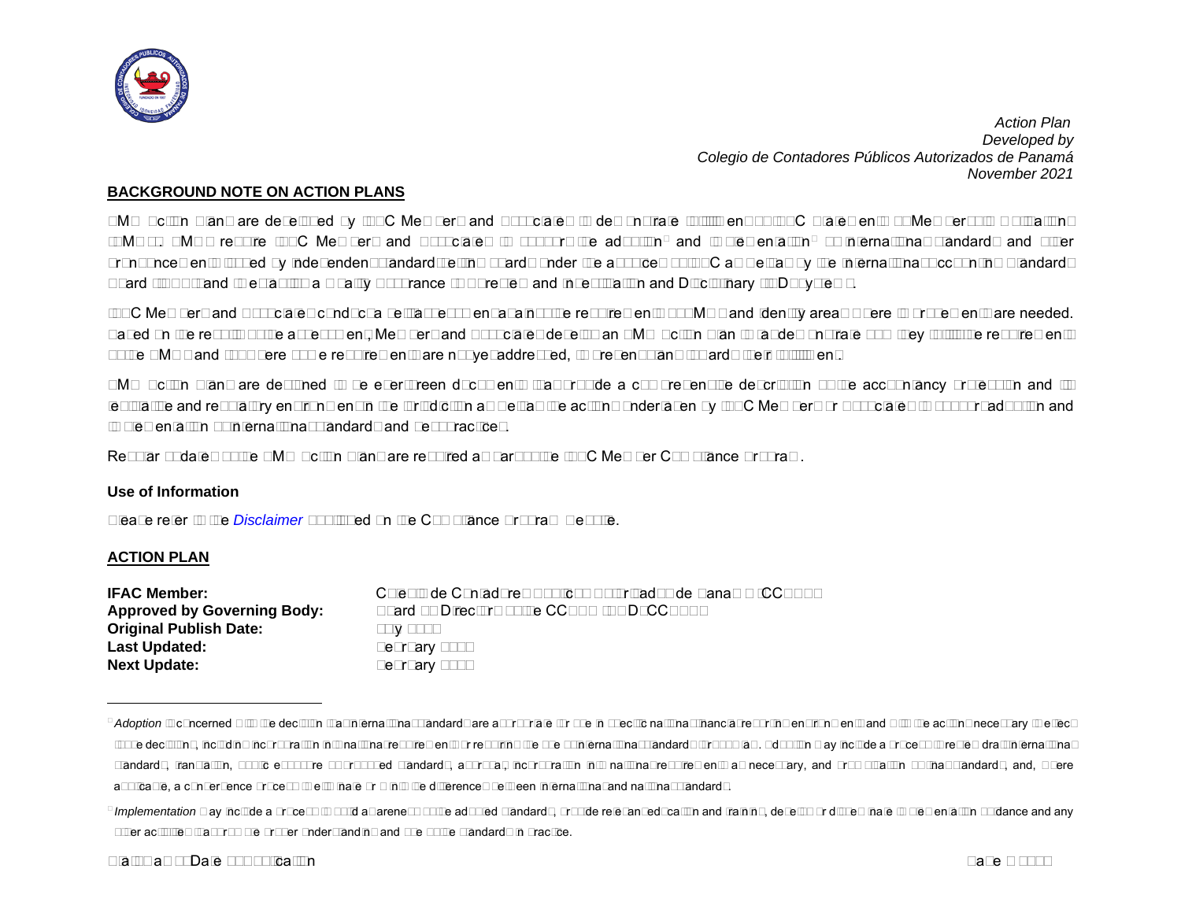*Action Plan*
*Developed by*
*Colegio de Contadores Públicos Autorizados de Panamá*
*November 2021*

## BACKGROUND NOTE ON ACTION PLANS

SMO Action Plans are developed by IFAC Members and Associates to demonstrate fulfillment of IFAC Statements of Membership Obligations (SMOs). SMOs require IFAC Members and Associates to support the adoption[1] and implementation[2] of international standards and other pronouncements issued by independent standard-setting boards under the auspices of IFAC as well as by the International Accounting Standards Board (IASB); and to maintain a Quality Assurance (QA) review and Investigation and Disciplinary (I&D) systems.

IFAC Members and Associates conduct a self-assessment against the requirements of SMOs and identify areas where improvements are needed. Based on the results of the assessment, Members and Associates develop an SMO Action Plan to (a) demonstrate how they fulfill the requirements of the SMOs and (b) where some requirements are not yet addressed, to present plans towards their fulfillment.

SMO Action Plans are designed to be evergreen documents that provide a comprehensive description of the accountancy profession and its legislative and regulatory environment in the jurisdiction as well as the actions undertaken by IFAC Members or Associates to support adoption and implementation of international standards and best practices.

Regular updates of the SMO Action Plans are required as part of the IFAC Member Compliance Program.

### Use of Information

Please refer to the *Disclaimer* published on the Compliance Program website.

## ACTION PLAN

| | |
|---|---|
| **IFAC Member:** | Colegio de Contadores Públicos Autorizados de Panamá (CCPAP) |
| **Approved by Governing Body:** | Board of Directors of the CCPAP (BDCCPAP) |
| **Original Publish Date:** | July 2013 |
| **Last Updated:** | February 2022 |
| **Next Update:** | February 2023 |

---

[1] *Adoption* is concerned with the decision that international standards are appropriate for use in specific national financial reporting environments and with the actions necessary to effect those decisions, including incorporation into national requirements or requiring the use of international standards through law. Adoption may include a process to review draft international standards, translation, public exposure of proposed standards, approval, incorporation into national requirements as necessary, and promulgation of final standards, and, where applicable, a convergence process to eliminate or minimize the differences between international and national standards.

[2] *Implementation* may include a process to build awareness of the adopted standards, provide relevant education and training, develop or disseminate implementation guidance and any other activities that promote the proper understanding and use of the standards in practice.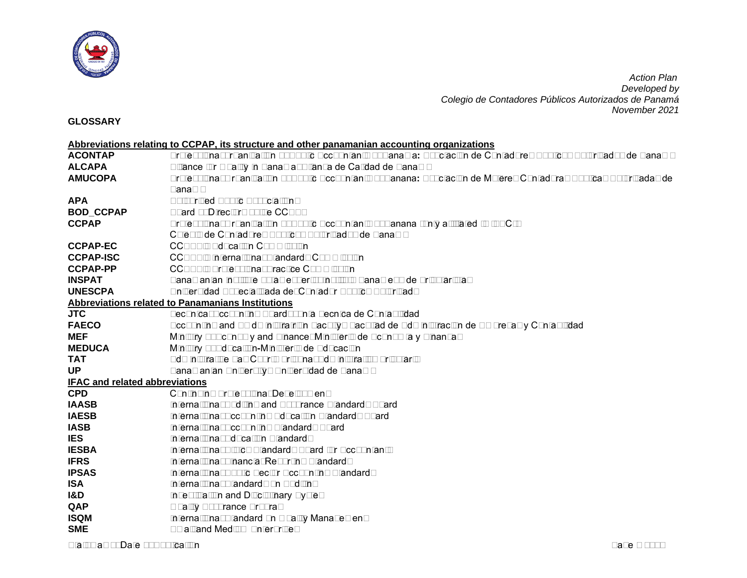*Action Plan*
*Developed by*
*Colegio de Contadores Públicos Autorizados de Panamá*
*November 2021*

## GLOSSARY

### Abbreviations relating to CCPAP, its structure and other panamanian accounting organizations

| | |
|---|---|
| **ACONTAP** | Professional Organization of Public Accountants of Panama: Asociación de Contadores Públicos Autorizados de Panamá |
| **ALCAPA** | Alliance for Quality in Panama-Alianza de Calidad de Panamá |
| **AMUCOPA** | Professional Organization of Public Accountants of Panamanian: Asociación de Mujeres Contadoras Públicas Autorizadas de Panamá |
| **APA** | Authorized Public Associations |
| **BOD_CCPAP** | Board of Directors of the CCPAP |
| **CCPAP** | Professional Organization of Public Accountants of Panamanian (only affiliated to IFAC) Colegio de Contadores Públicos Autorizados de Panamá |
| **CCPAP-EC** | CCPAP's Education Commission |
| **CCPAP-ISC** | CCPAP's International Standards Commission |
| **CCPAP-PP** | CCPAP's Professional Practice Commission |
| **INSPAT** | Panamanian Institute of Tax Experts-Instituto Panameño de Tributaristas |
| **UNESCPA** | Universidad Especializada del Contador Público Autorizado |

### Abbreviations related to Panamanians Institutions

| | |
|---|---|
| **JTC** | Technical Accounting Board-Junta Técnica de Contabilidad |
| **FAECO** | Accounting and Business Administration Faculty-Facultad de Administración de Empresas y Contabilidad |
| **MEF** | Ministry of Economy and Finance-Ministerio de Economía y Finanzas |
| **MEDUCA** | Ministry of Education-Ministerio de Educación |
| **TAT** | Administrative Tax Court-Tribunal Administrativo Tributario |
| **UP** | Panamanian University-Universidad de Panamá |

### IFAC and related abbreviations

| | |
|---|---|
| **CPD** | Continuing Professional Development |
| **IAASB** | International Auditing and Assurance Standards Board |
| **IAESB** | International Accounting Education Standards Board |
| **IASB** | International Accounting Standards Board |
| **IES** | International Education Standards |
| **IESBA** | International Ethics Standards Board for Accountants |
| **IFRS** | International Financial Reporting Standards |
| **IPSAS** | International Public Sector Accounting Standards |
| **ISA** | International Standards on Auditing |
| **I&D** | Investigation and Disciplinary System |
| **QAP** | Quality Assurance Program |
| **ISQM** | International Standard on Quality Management |
| **SME** | Small and Medium Enterprises |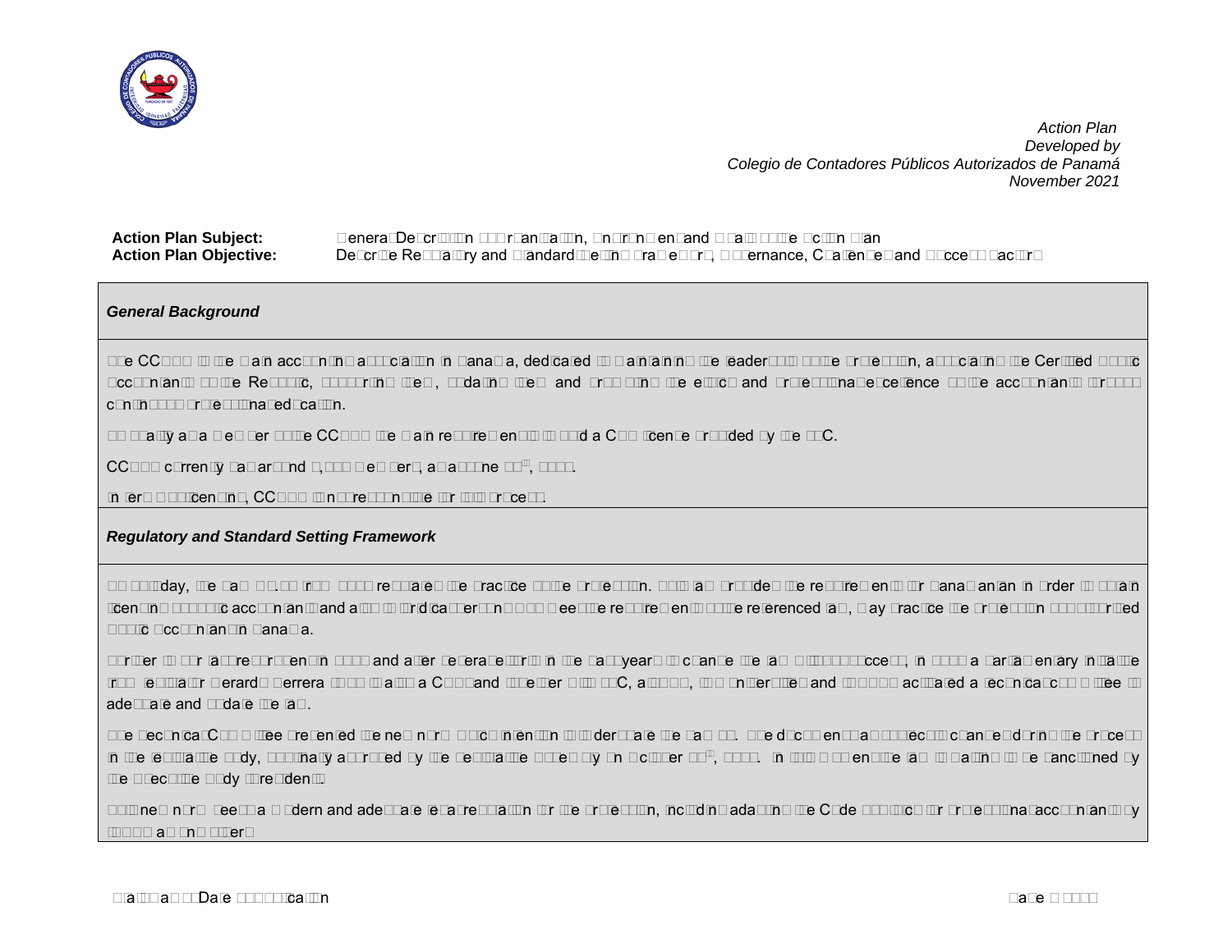*Action Plan*
*Developed by*
*Colegio de Contadores Públicos Autorizados de Panamá*
*November 2021*

**Action Plan Subject:** General Description of Organization, Environment and □ □a□□ □□□e Action Plan
**Action Plan Objective:** Describe Regulatory and Standard-Setting Framework, Governance, Challenges and Success Factors

### *General Background*

The CCPAP is the main accounting association in Panama, dedicated to maintaining the leadership of the profession, associating the Certified Public Accountants of the Republic, supporting them, updating them and promoting the ethics and professional excellence of the accountants through continuous professional education.

To qualify as a member of the CCPAP the main requirement is to hold a CPA license provided by the JTC.

CCPAP currently has around □,□□□ members, as of June □□th, □□□□.

In terms of licensing, CCPAP is not responsible for this process.

### *Regulatory and Standard Setting Framework*

To this day, the Law No.□□ from □□□□ regulates the practice of the profession. This law provides the requirements for Panamanian in order to obtain licensing as public accountant and also to juridical persons who meet the requirements of the referenced law, may practice the profession as Authorized Public Accountant in Panama.

Further to our last report presented in □□□□ and after several efforts in the past years to change the law without success, in □□□□ a Parliamentary Initiative from Legislator Gerardo Herrera □□□□ □a□□□a C□□□ and together with JTC, a□□□□□, □□□ universities and □□□□□ activated a technical committee to adequate and update the law.

The Technical Committee presented the new norm with the intention to modernize the law □□. The document had subjected changes during the process in the legislative body, finally approved by the Legislative Assembly on October □□th, □□□□. In this moment the law is waiting to be sanctioned by the Executive Body (President).

The new norm seeks a modern and adequate legal regulation for the profession, including adapting the Code of Ethics for professional accountants by IESBA among others.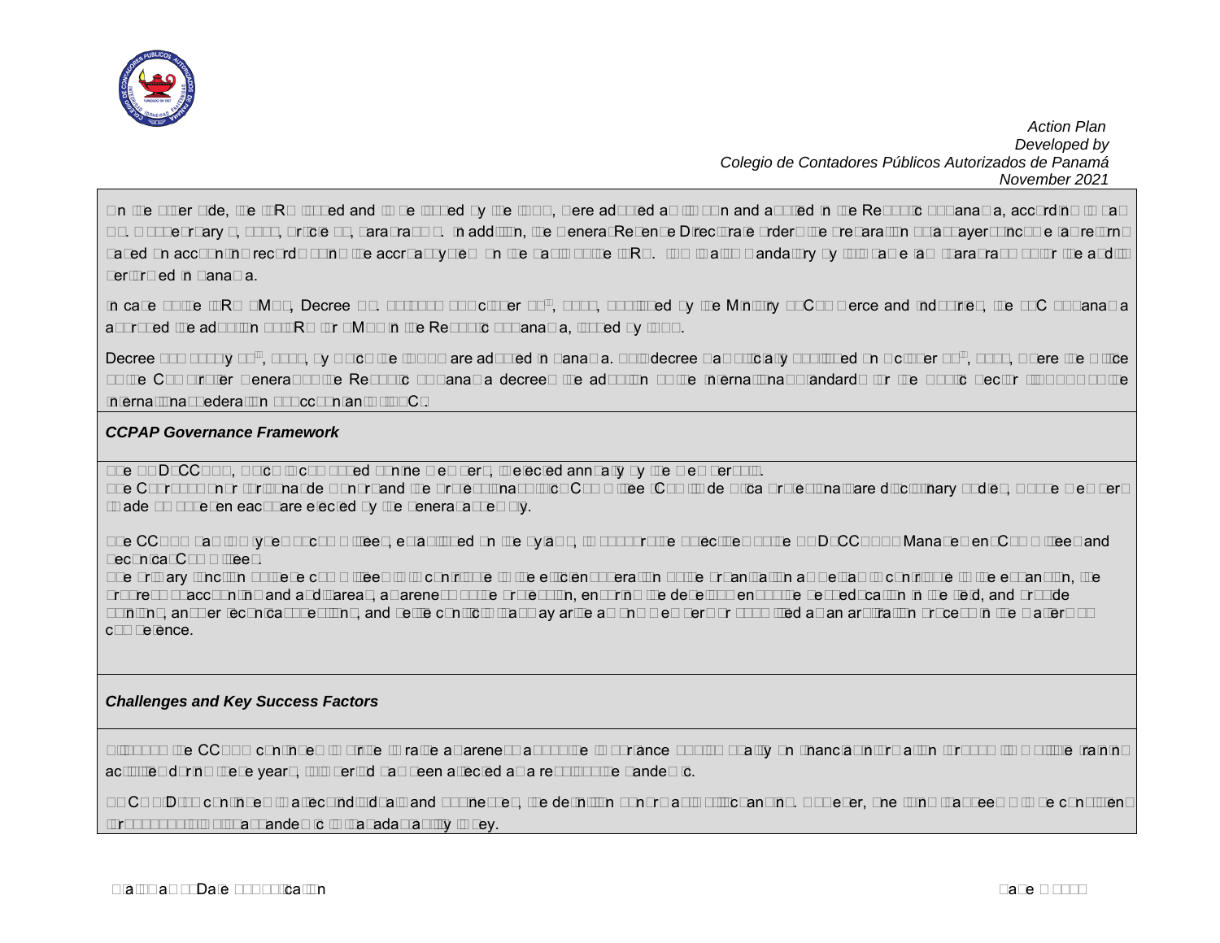On the other side, the IFRS issued and to be issued by the IASB, were adopted as of now and applied in the Republic of Panama, according to Law 6, of February 2, 2005, Article 91, Paragraph 1. In addition, the General Revenue Directorate orders the preparation of taxpayers' income tax returns based on accounting records using the accrual system on the basis of the IFRS. This is also mandatory by this same law (paragraph 1) for the audits performed in Panama.

In case of the IFRS for SMEs, Decree No. of October, published by the Ministry of Commerce and Industries, the JTC of Panama approved the adoption of IFRS for SMEs in the Republic of Panama, issued by IASB.

Decree of May, by which the IPSAS are adopted in Panama. This decree was officially published on October, where the Office of the Comptroller General of the Republic of Panama decrees the adoption of the International Standards for the Public Sector (IPSAS) of the International Federation of Accountants (IFAC).

*CCPAP Governance Framework*

The JD-CCPAP, which is composed of nine members, is elected annually by the members.
The Court of Honor and the Professional Ethics Committee are disciplinary bodies, whose members (made up of seven each) are elected by the General Assembly.

The CCPAP has thirty-seven committees, established in the bylaws, to support the objectives of the JD-CCPAP: Management Committees and Technical Committees.
The primary function of these committees is to contribute to the efficient operation of the organization as well as to contribute to the expansion, the progress of accounting and audit areas, awareness of the profession, ensuring the development and the needed education in the field, and provide opinions, answer technical questions, and settle conflicts that may arise among members or be submitted as an arbitration process in the matter of its competence.

*Challenges and Key Success Factors*

Although the CCPAP continues its efforts to raise awareness about the importance of quality in financial information through its continuous training activities during these years, this period has been affected as a result of the pandemic.

The COVID has continued to affect individuals and businesses, the decrease in economic activity is significant. However, one thing that seems to be consistent throughout this crisis pandemic is that adaptability is key.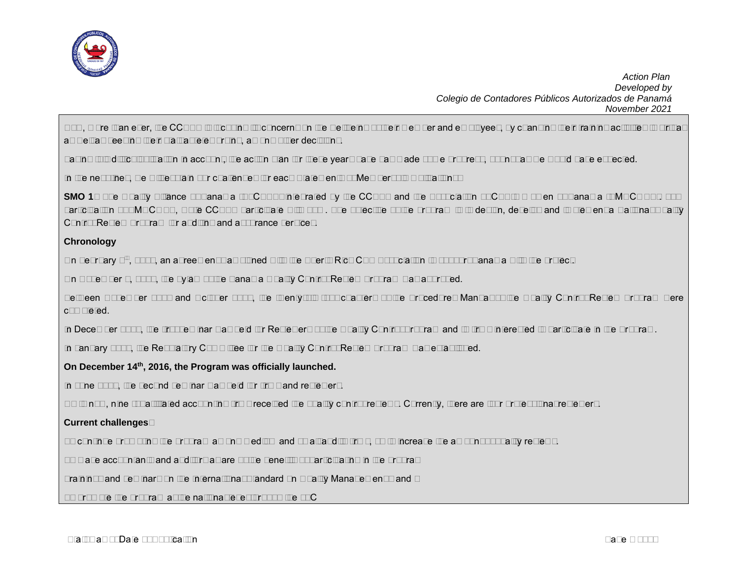2020, more than ever, the CCPAP is focusing its concerns on the wellbeing of their members and employees, by changing their training activities to virtual as well as keeping their facilities running, among other decisions.

Having limited communication in accessing, the action plan for these years has had made little progress, contrary to what we would have expected.

In the meantime, we will explain our challenges for each Statement of Membership Obligations:

**SMO 1:** The Quality Alliance of Panama (ACP...) integrated by the CCPAP and the Association of ... Panamá (AMCP...). Its participation as AMCP..., the CCPAP participate with ... The objective of the Program is to design, develop and implement a National Quality Control Review Program for auditing and assurance services.

**Chronology**

On February 5[th], 2015, an agreement was signed with the Puerto Rico CPA Association to support Panama with the project.

On November 5, 2015, the bylaws of the Panama's Quality Control Review Program was approved.

Between November 2015 and October 2016, the twenty-two chapters of the Procedures Manual of the Quality Control Review Program were completed.

In December 2015, the first seminar was held for Reviewers of the Quality Control Program and for firms interested to participate in the Program.

In January 2016, the Regulatory Committee for the Quality Control Review Program was established.

**On December 14[th], 2016, the Program was officially launched.**

In June 2017, the second seminar was held for firms and reviewers.

To date, nine (9) affiliated accounting firms received the quality control reviews. Currently, there are four professional reviewers.

**Current challenges:**

- To continue promoting the Program among medium and small audit firms, to increase the annual quality reviews.
- To make accountants and auditors aware of the benefits of participating in the Program
- Training and seminars on the International Standard on Quality Management 1 and 2
- To promote the Program at the national level through the JTC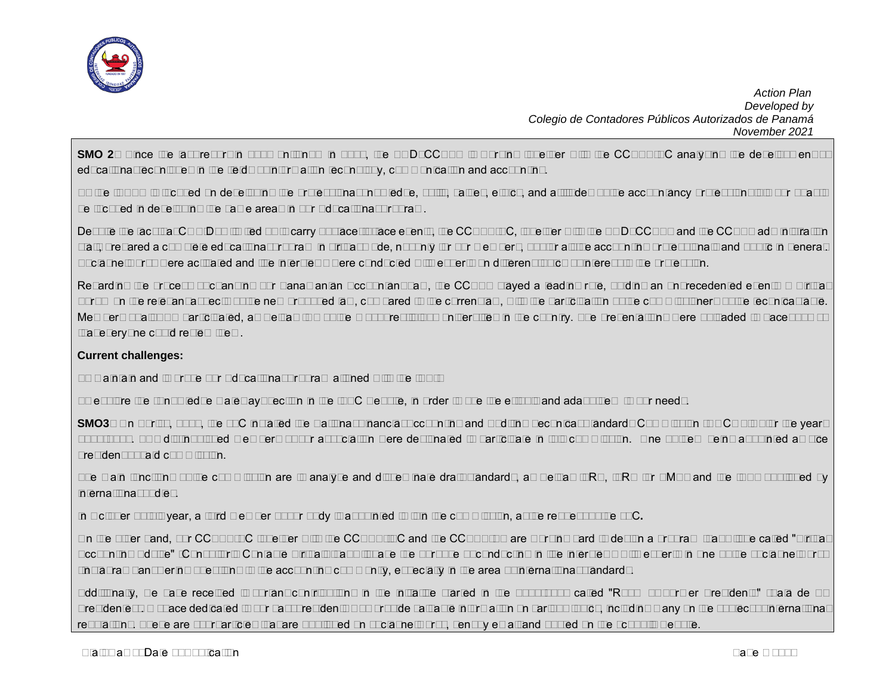**SMO 2:** Since the approval of ... in ..., the ...DCCP... is working together with the CC...C analyzing the development of educational technologies in the field of information technology, communication and accounting.

As the IFAC is focused on developing the professional knowledge, skills, values, ethics, and attitudes of the accountancy profession, our ... be focused on developing the same areas in our educational program.

Despite the fact that COVID limited us to carry out face to face events, the CC...C, together with the ...DCCP... and the CCP... administration staff, prepared a complete educational program in virtual mode, not only for our members, but for all the accounting professionals and public in general. Social networks were activated and live interviews were conducted with experts in different topics of interest to the profession.

Regarding the process of changing our Panamanian Accountant Law, the CCPA played a leading role, holding an unprecedented event of virtual forums on the relevant aspects of the new proposed law, compared to the current law, with the participation of the commissioners of the technical table. Members ... participated, as well as ... of the ... representatives of universities in the country. The presentations were uploaded to Facebook so that everyone could review them.

**Current challenges:**

To maintain and improve our educational program aligned with the IES.

To explore the Knowledge Gateway section in the IFAC website, in order to use the exercises and adapt them to our needs.

**SMO3:** In ..., ..., the ...C installed the National Financial Accounting and Auditing Technical Standards Commission (CN...) for the years .... Two distinguished members of our association were designated to participate in this commission. One of them being appointed as Vice President of said commission.

The main functions of the commission are to analyze and disseminate draft standards, as well as IFRS, IFRS for SMEs and the ISAs issued by international bodies.

In October of this year, a third member of our body was appointed to join the commission, at the request of the ...C.

On the other hand, our CC...C together with the CC...C and the CC... are working hard to design a program that will be called "Virtual Accounting Coffee" (Café Contable Virtual) that will have the purpose of conducting live interviews with experts in one of the social networks (Instagram) on different topics of interest to the accounting community, especially in the area of international standards.

Additionally, we have received important contributions in the initiative started in the ... called "Rincón del Ex Presidente" (Rincón de los Presidentes), a space dedicated to our past presidents to provide valuable information on various topics, including many on the ... of international regulations. These are short articles that are published on social networks, weekly emails and posted on the website.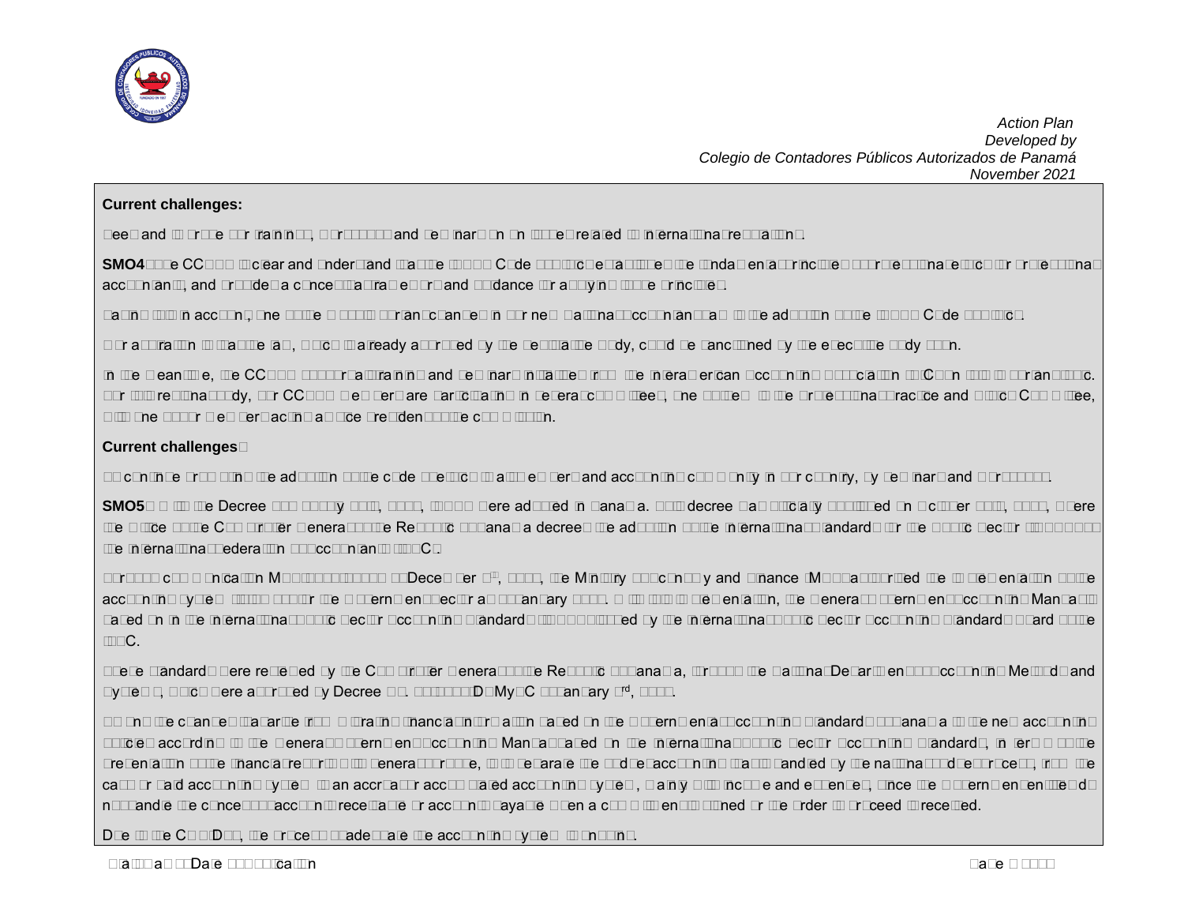*Action Plan*
*Developed by*
*Colegio de Contadores Públicos Autorizados de Panamá*
*November 2021*

**Current challenges:**

Keep and improve our trainings, workshops and seminars on issues related to international regulations.

**SMO4:** The CCPAP is clear and understand that the IESBA Code of Ethics establishes the fundamental principles of professional ethics for professional accountants, and provides a conceptual framework and guidance for applying those principles.

Taking this into account, one of the most important changes in our new National Accountancy Law is the adoption of the IESBA Code of Ethics.

Our aspiration is that the law, which is already approved by the legislative body, could be sanctioned by the executive body soon.

In the meantime, the CCPAP supports training and seminars initiatives from the Interamerican Accounting Association (IAA) Commission of our organization. For this regional body, our CCPAP members are participating in several committees, one of them is the Professional Practice and Ethics Committee, with one of our members acting as Vice President of the commission.

**Current challenges:**

To continue promoting the adoption of the code of ethics to achieve better understanding and accounting community in our country, by seminars and workshops.

**SMO5:** With the Decree [...], IPSAS were adopted in Panama. This decree was officially published on October [...], where the Office of the Comptroller General of the Republic of Panama decreed the adoption of the International Standards for the Public Sector (IPSAS) of the International Federation of Accountants (IFAC).

Through communication MEF-[...] of December [...], the Ministry of Economy and Finance (MEF) authorized the implementation of the accounting system (ISTMO) for the Government Sector as of January [...]. With this implementation, the General Government Accounting Manual was based on the International Public Sector Accounting Standards (IPSAS) issued by the International Public Sector Accounting Standards Board of the IFAC.

These standards were reviewed by the Comptroller General of the Republic of Panama, through the National Department of Accounting Methods and Systems, which were approved by Decree No. [...]-DMySC (January 3[rd], [...]).

Among the changes that arise from migrating financial information based on the Governmental Accounting Standards of Panama to the new accounting policies according to the General Government Accounting Manual based on the International Public Sector Accounting Standards, in terms of the presentation of the financial reports of the General Government, is to separate the modified accounting that is handled by the national budget process, from the cash or paid accounting system to an accrual accounting based accounting system, mainly with income and expenses, since the government entities do not handle the concepts of accounts receivable or accounts payable when a commitment is signed or the order to proceed is received.

Due to the COVID, the process to update the accounting system is ongoing.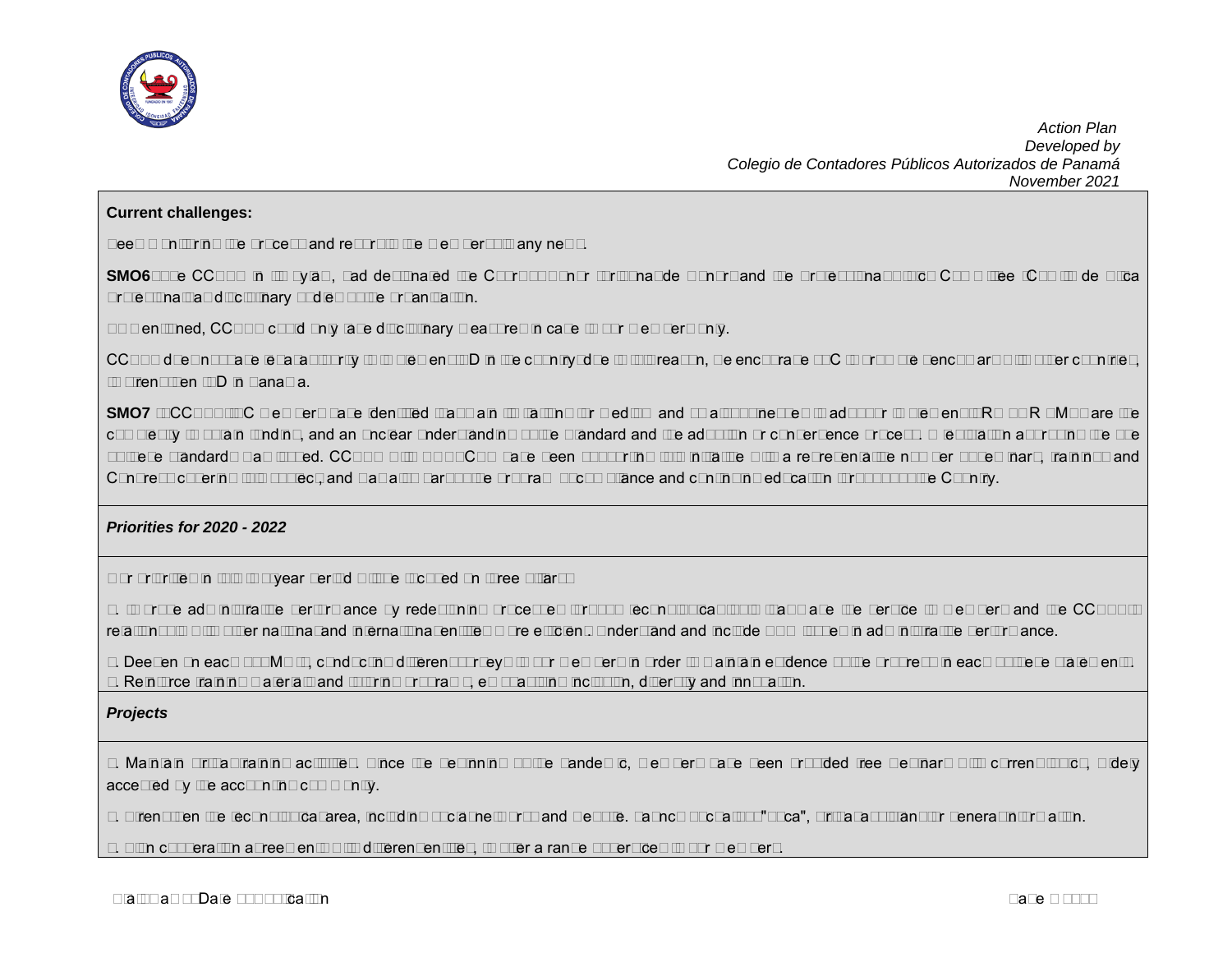**Current challenges:**

Keep monitoring the process and reinforce the new personality needs.

**SMO6** – The CCPAP in its bylaws, had designated the Commissioner for National Honor and the Professional Ethics Committee (Comité de Ética Profesional) as disciplinary bodies of the organization.

As mentioned, CCPAP could only take disciplinary measures in case of our members only.

CCPAP does not have regulatory authority to implement COD in the country; due to this reason, we encourage PAO to propose benchmarks with other countries, to strengthen COD in Panama.

**SMO7** – CCPAP's PAC members have identified that main limitations for medium and small businesses to adopt or implement IFRS for SMEs are the complexity to obtain funding, and an unclear understanding of the standard and the adoption or convergence process. Legislation approving the use of these standards was issued. CCPAP and its PAC have been supporting this initiative with a representative number of seminars, trainings and Congress covering this subject, and has also a participative program focus on guidance and continuing education throughout the Country.

*Priorities for 2020 - 2022*

Our priorities in this two-year period will be focused on three pillars:

1. Improve administrative performance by redesigning processes through technological tools that make the service to members and the CCPAP's relationship with other national and international entities more efficient. Understand and include SDG themes in administrative performance.

2. Deepen on each SMO, conducting different surveys to our members in order to maintain evidence of the progress in each of these statements.
3. Reinforce training materials and learning programs, emphasizing inclusion, diversity and innovation.

*Projects*

1. Maintain virtual training activities. Since the beginning of the pandemic, members have been provided free seminars with current topics, widely accepted by the accounting community.

2. Strengthen the technological area, including social networks and website. Launch of podcast "Ética", virtual platform for general information.

3. Sign cooperation agreements with different entities, to offer a range of services to our members.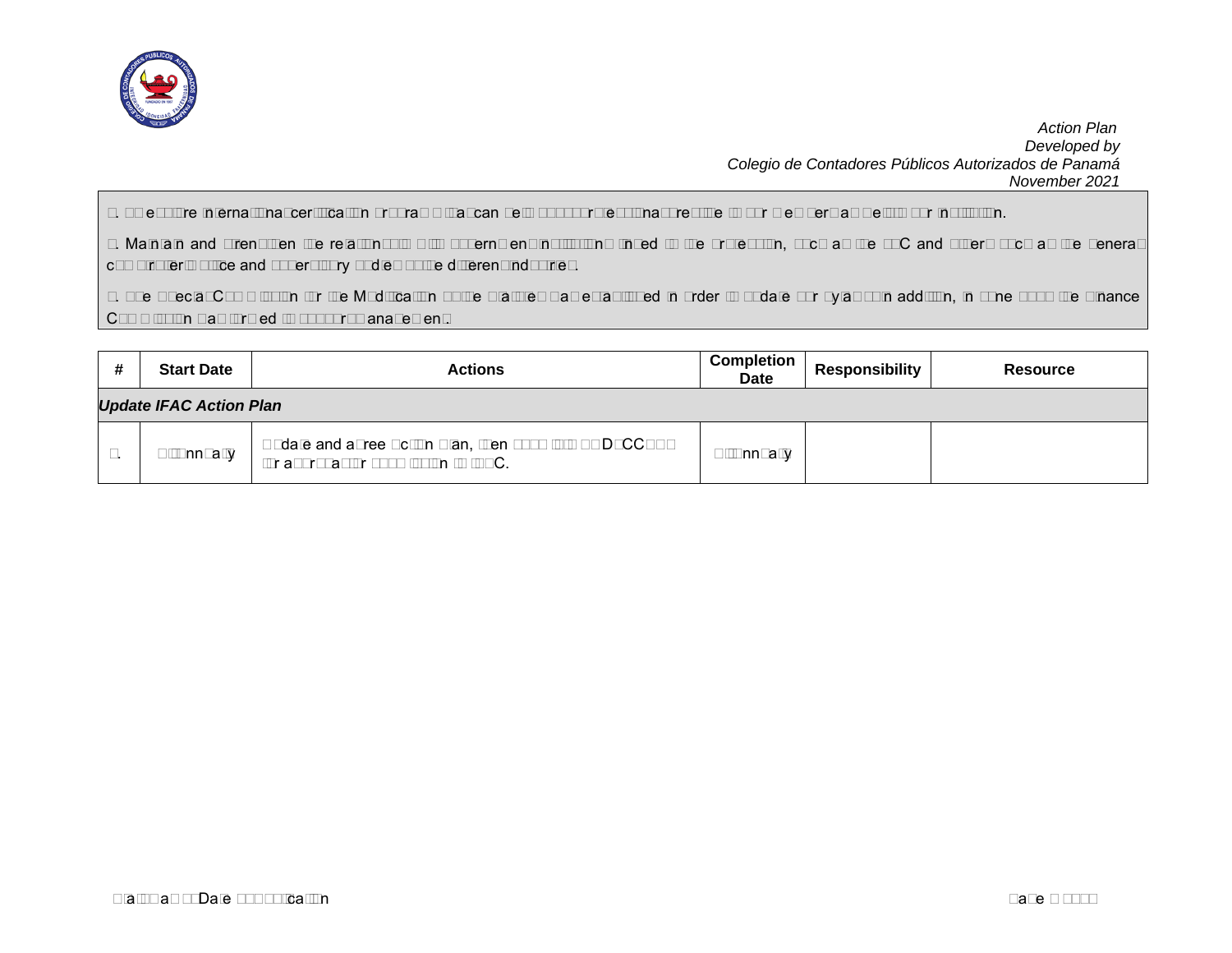1. To execute the internal financial certification program so that can help to improve the professional reputation of our members of our institution.

2. Maintain and strengthen the relationship with government institutions linked to the profession, such as the JTC and others such as the General Comptroller Office and Supervisory bodies of the different industries.

3. The Special Commission for the Modification of the Statutes has been activated in order to update our bylaws. In addition, in June 2021 the Finance Commission was formed to improve management.

| # | Start Date | Actions | Completion Date | Responsibility | Resource |
|---|---|---|---|---|---|
| ***Update IFAC Action Plan*** | | | | | |
| 1. | Annually | Update and agree Action Plan, then share with DCC for approval after consultation with IFAC. | Annually | | |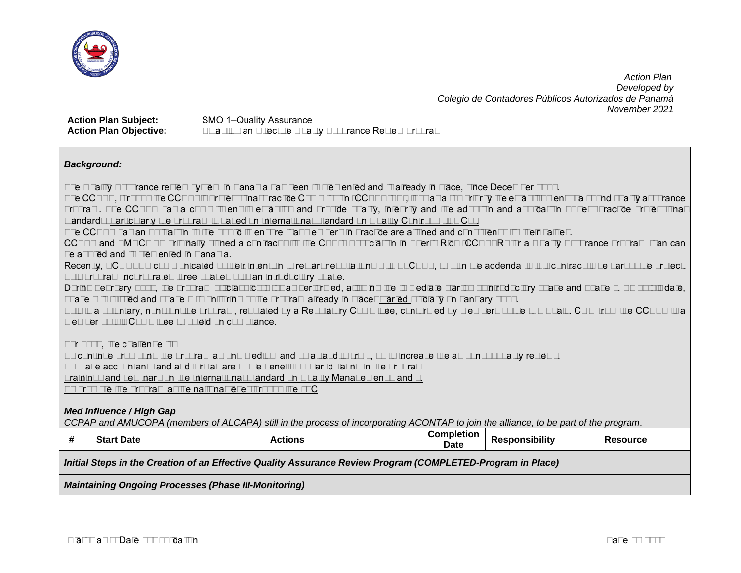**Action Plan Subject:** SMO 1–Quality Assurance

**Action Plan Objective:** Establish an Effective Quality Assurance Review Program

***Background:***

The Quality Assurance review system in Panama has been implemented and is already in place, since December 2020.

The CCPAP, through the CCPAP Professional Practice Committee (CCPAP-CPP), has as a top priority the establishment of a sound quality assurance program. The CCPAP has a commitment to establish and provide quality, integrity and the adoption and application of the best practice professional standards, particularly the program is based on International Standard on Quality Control (ISQC 1).

The CCPAP has an obligation to the public to ensure that members in practice are aligned and consistent with their duties.

CCPAP and AMUCOPA originally signed a contract with the College Association in Puerto Rico (CCPAPR) for a Quality Assurance Program that can be adopted and implemented in Panama.

Recently, AMUCOPA communicated their intention to restart negotiations with the CCPAP, to sign the addenda to the contract to be part of the project.

This program incorporates three phases with an introductory phase.

During February 2021, the program officially was performed, although the immediate start was the introductory phase and phase I. As of this date, phase I is finished and phase II is continuing, so the program is already in place, started officially on January 2021.

This is a voluntary, non-punitive program, regulated by a Regulatory Committee, conformed by members outside the program. Comprised from the CCPAP with a member of the Committee to attend in compliance.

For 2022, the challenge is:

- To continue promoting the program among medium and small audit firms, to increase the amount of quality reviews.
- To make accountants and auditors aware of the benefits of participating in the program.
- Trainings and seminars on the International Standard on Quality Management 1 and 2.
- To promote the program at the national level through the IAC

***Med Influence / High Gap***

*CCPAP and AMUCOPA (members of ALCAPA) still in the process of incorporating ACONTAP to join the alliance, to be part of the program.*

| # | Start Date | Actions | Completion Date | Responsibility | Resource |
|---|---|---|---|---|---|
| ***Initial Steps in the Creation of an Effective Quality Assurance Review Program (COMPLETED-Program in Place)*** | | | | | |
| ***Maintaining Ongoing Processes (Phase III-Monitoring)*** | | | | | |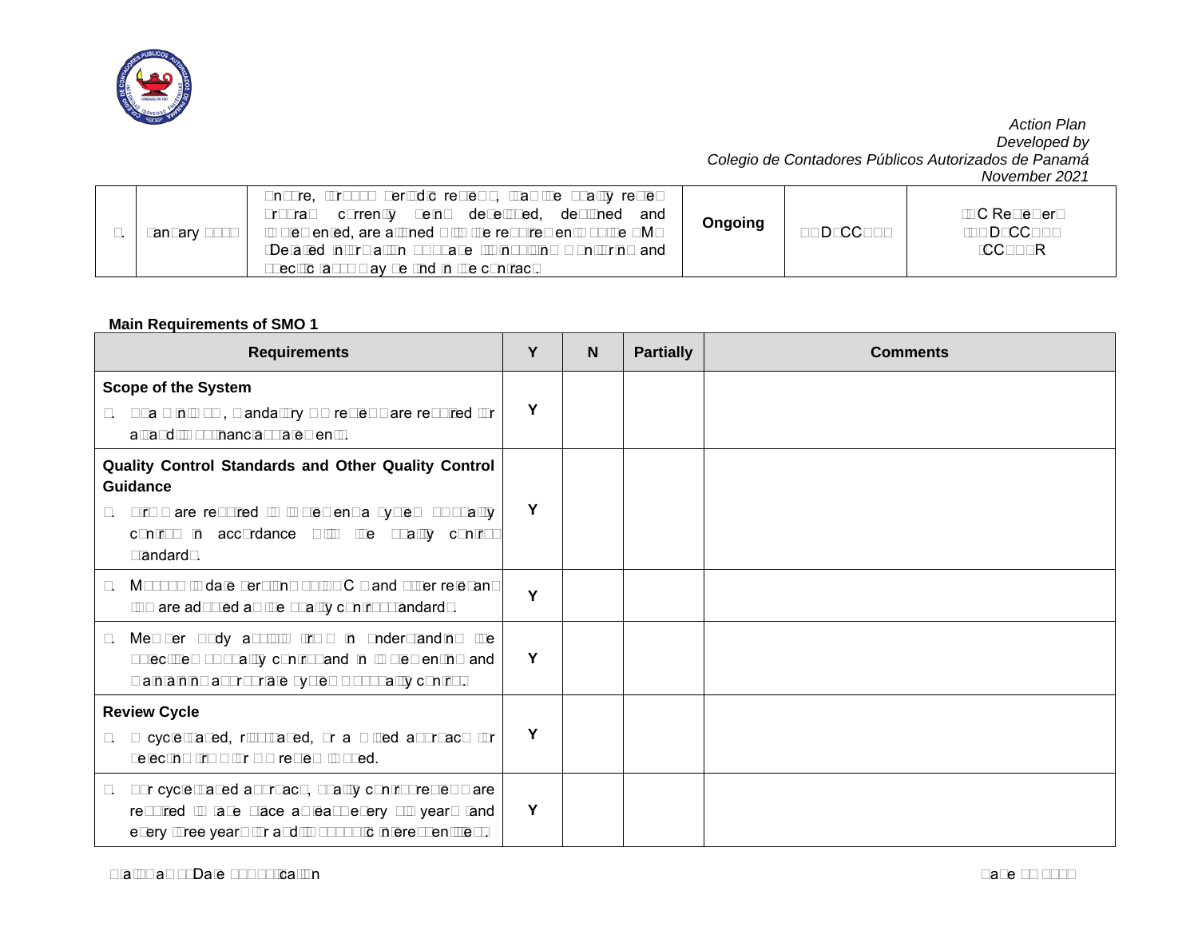| | | | | | |
|---|---|---|---|---|---|
| 9. | January 2022 | Ensure, through periodic reviews, that the quality review program currently being developed, defined and implemented, are aligned with the requirements of the SMO 1. Detailed information about the functions of monitoring and specific tasks may be found in the contract. | **Ongoing** | JD-CCPAP | QC Reviewers JD-CCPAP CCPA-QR |

**Main Requirements of SMO 1**

| Requirements | Y | N | Partially | Comments |
|---|---|---|---|---|
| **Scope of the System** <br> 1. On a mandatory basis, mandatory QA reviews are required for all audits of financial statements. | Y | | | |
| **Quality Control Standards and Other Quality Control Guidance** <br> 2. Firms are required to implement a system of quality control in accordance with the quality control standards. | Y | | | |
| 3. Most up to date version of ISQC 1 and other relevant ISAs are adopted as the quality control standards. | Y | | | |
| 4. Member Body assists firms in understanding the objectives of quality control and in implementing and maintaining appropriate systems of quality control. | Y | | | |
| **Review Cycle** <br> 5. A cycle-based, risk-based, or a mixed approach for selecting firms for QA reviews is used. | Y | | | |
| 6. For cycle-based approach, quality control reviews are required to take place at least every six years and every three years for audits of public interest entities. | Y | | | |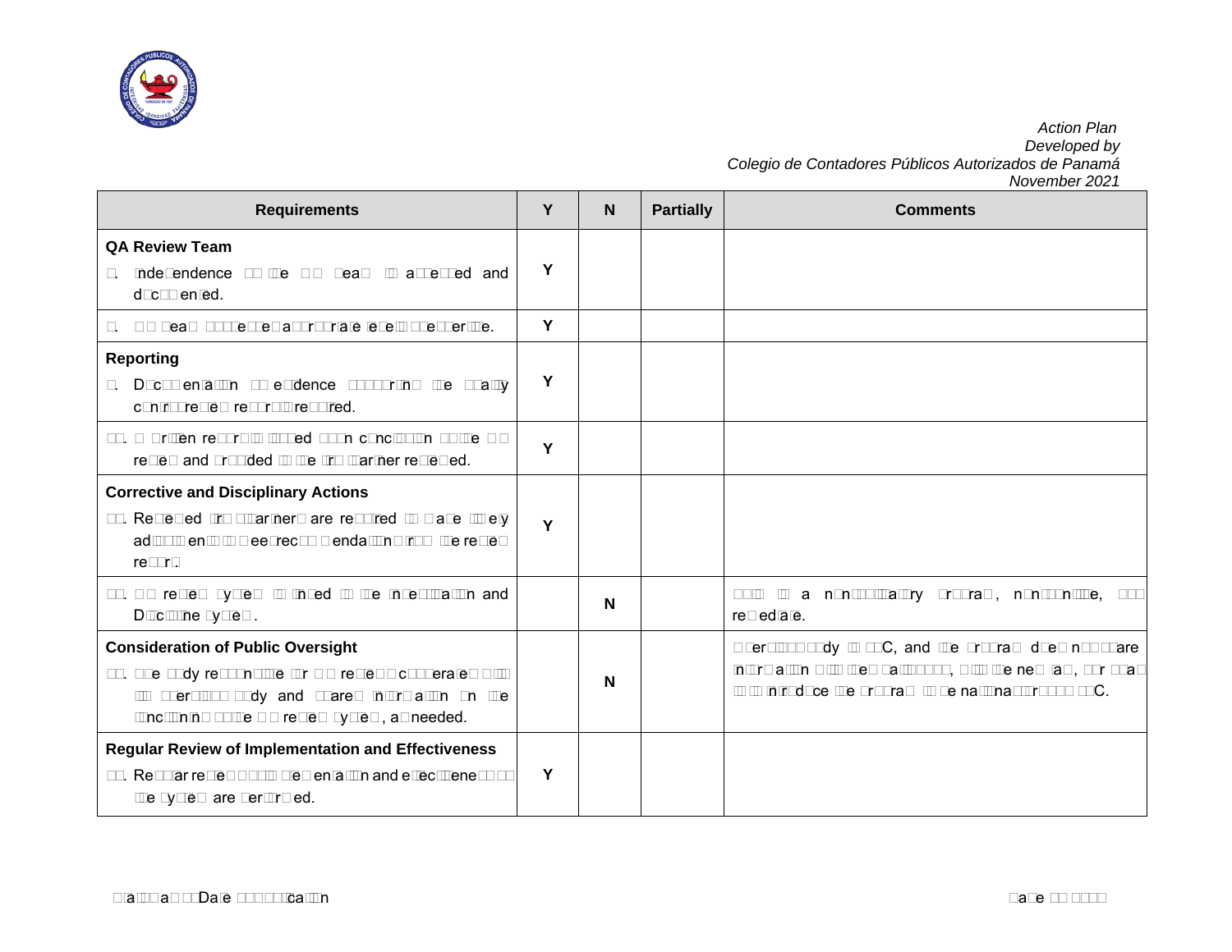| Requirements | Y | N | Partially | Comments |
|---|---|---|---|---|
| **QA Review Team** | | | | |
| 7. Independence of the QA team is assessed and documented. | Y | | | |
| 8. QA team possesses appropriate level of expertise. | Y | | | |
| **Reporting** | | | | |
| 9. Documentation of evidence supporting the quality control review report is required. | Y | | | |
| 10. A written report is issued upon conclusion of the QA review and provided to the firm/partner reviewed. | Y | | | |
| **Corrective and Disciplinary Actions** | | | | |
| 11. Reviewed firms/partners are required to make timely adjustments to meet recommendations from the review report. | Y | | | |
| 12. QA review system is linked to the Investigation and Discipline system. | | N | | This is a non-obligatory program, non-punitive, for remediate. |
| **Consideration of Public Oversight** | | | | |
| 13. The body responsible for QA review cooperates with its oversight body and shares information on the functioning of the QA review system, as needed. | | N | | Oversight body is JTC, and the program does not share information with them actually, but the new law, or plan to introduce the program to the national oversight JTC. |
| **Regular Review of Implementation and Effectiveness** | | | | |
| 14. Regular reviews of implementation and effectiveness of the system are performed. | Y | | | |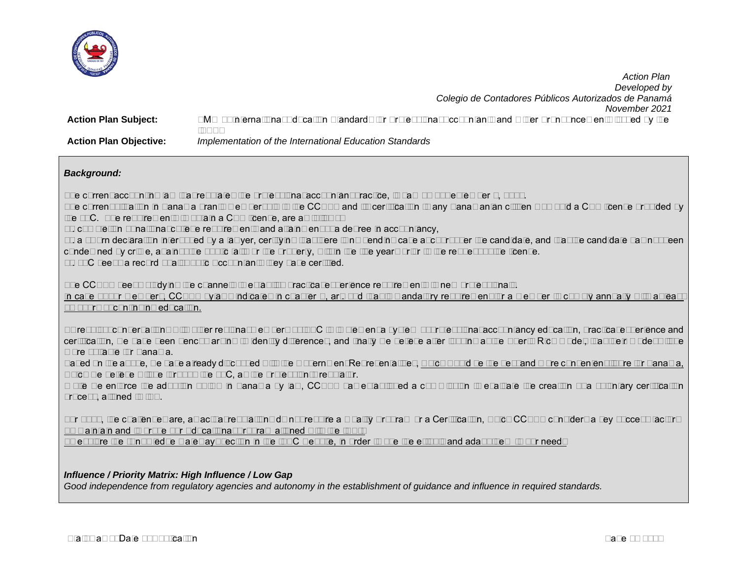*Action Plan*
*Developed by*
*Colegio de Contadores Públicos Autorizados de Panamá*
*November 2021*

**Action Plan Subject:** SMO 2–International Education Standards for Professional Accountants and Other Pronouncements Issued by the IAESB

**Action Plan Objective:** *Implementation of the International Education Standards*

***Background:***

The current accounting law that regulates the professional accountant practice, is law 57 of September 1, 1978.

The current situation in Panama grants the permit to the CCPAP and the certification to any Panamanian citizen who holds a CPA license provided by the JTC. The requirements to obtain a CPA license, are as follows:

1. comply with educational entrance requirements and attainment of a degree in accountancy,
2. a sworn declaration interviewed by a lawyer, certifying that there is no pending case about/or under the candidate, and that the candidate has not been condemned by crime, against the public faith or the property, within the five years prior to the request of the license.
3. JTC keeps a record of all public accountants they have certified.

The CCPAP keeps studying the channels to establish practical experience requirements to new professionals.
In case of our members, CCPAP bylaws indicates in chapter 5, art. 13 that it is mandatory requirement for a member to comply annually with at least 40 hours of continuing education.

Through conversations with other regional members of IFAC to implement a system for professional accountancy education, practical experience and certification, we have been benchmarking to identify differences, and finally we believe after studying the Puerto Rico model, that it is the most suitable for Panama.
Based on the above, we have already discussed with the Government Representatives, which would be the best and more convenient structure for Panama, which we believe will be through the JTC, as the profession's regulator.
While we enforce the adoption process in Panama by law, CCPAP has established a commission to evaluate the creation of a voluntary certification process, aligned to IES.

For 2022, the challenges are, as a volunteer organization, develop a Quality Program for a Certification, which CCPAP considers a key success factor to maintain and improve our educational programs aligned with the IES.
To explore the knowledge pathway section in the IFAC website, in order to use the examples and adapt them to our needs.

***Influence / Priority Matrix: High Influence / Low Gap***
*Good independence from regulatory agencies and autonomy in the establishment of guidance and influence in required standards.*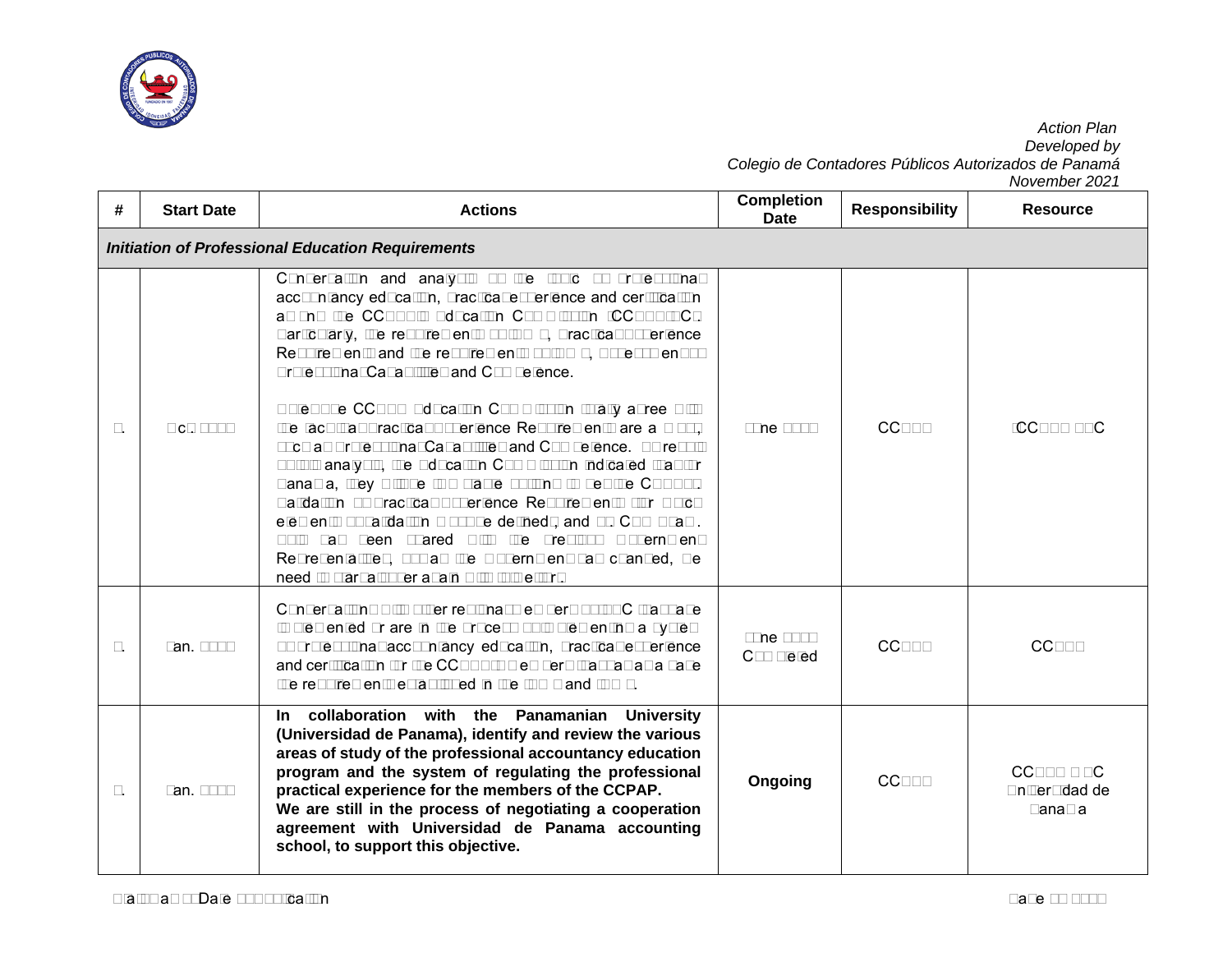*Action Plan*
*Developed by*
*Colegio de Contadores Públicos Autorizados de Panamá*
*November 2021*

| # | Start Date | Actions | Completion Date | Responsibility | Resource |
|---|---|---|---|---|---|
| ***Initiation of Professional Education Requirements*** | | | | | |
| 1. | Oct. 2019 | Conversation and analysis on the topic of professional accountancy education, practical experience and certification among the CCPAP's Education Commission (CCPAP-EC). Particularly, the requirements of IES 5, Practical Experience Requirements and the requirements of IES 8, Development of Professional Capabilities and Competence.<br><br>Therefore CCPAP Education Commission finally agree with the fact that Practical Experience Requirements are a must, such as Professional Capabilities and Competence. As result of this analysis, the Education Commission indicated that for Panama, they will be two major actions to be the CCPAP: validation of Practical Experience Requirements for which elements of validation must be defined, and b. CPD Plan. This has been shared with the previous Government Representatives, but as the Government has changed, we need to start a conversation again with this new one. | June 2021 | CCPAP | CCPAP-EC |
| 2. | Jan. 2020 | Conversations with other regional members of IFAC that have implemented or are in the process of implementing a system for professional accountancy education, practical experience and certification for the CCPAP, members that in Panama have the requirements established in the IES 5 and IES 8. | June 2021 Completed | CCPAP | CCPAP |
| 3. | Jan. 2021 | **In collaboration with the Panamanian University (Universidad de Panama), identify and review the various areas of study of the professional accountancy education program and the system of regulating the professional practical experience for the members of the CCPAP.**<br>**We are still in the process of negotiating a cooperation agreement with Universidad de Panama accounting school, to support this objective.** | **Ongoing** | CCPAP | CCPAP - EC Universidad de Panama |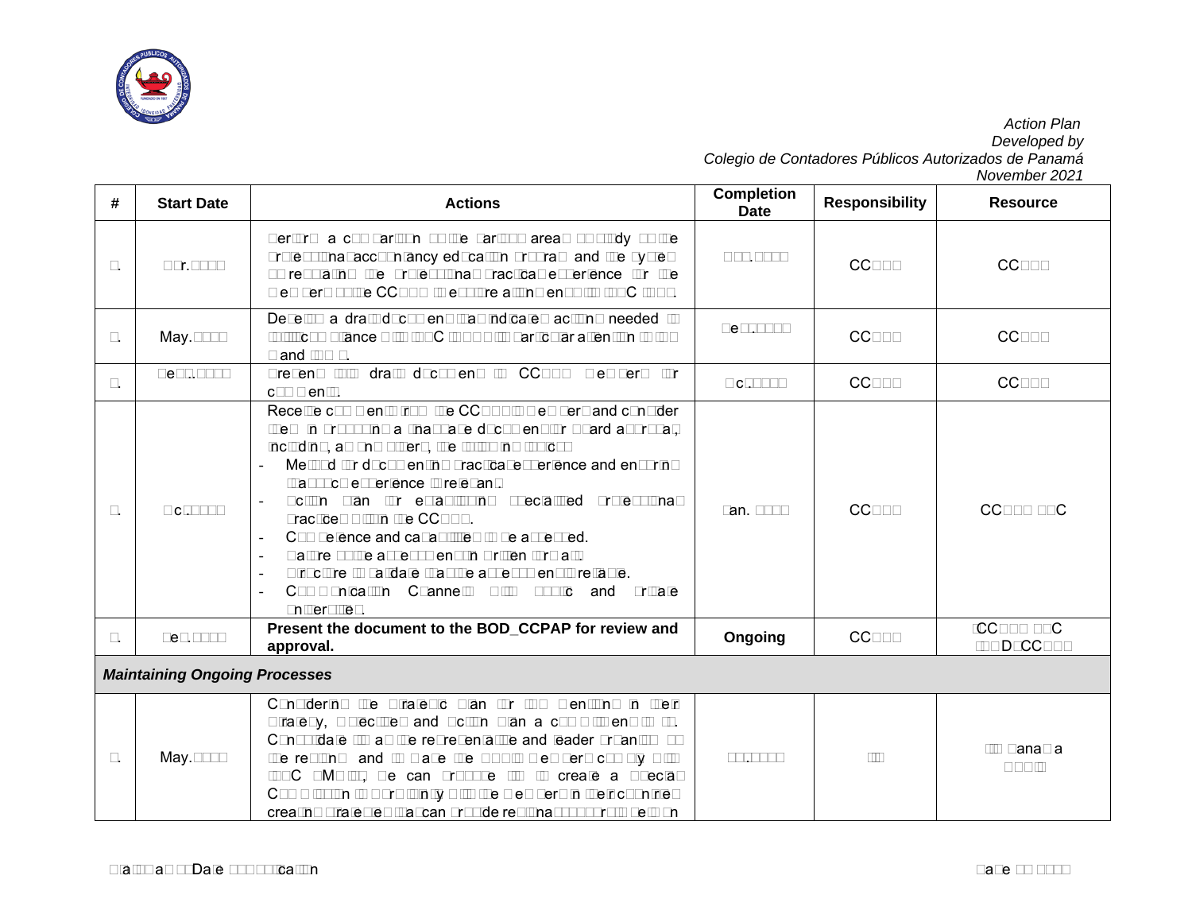*Action Plan*
*Developed by*
*Colegio de Contadores Públicos Autorizados de Panamá*
*November 2021*

| # | Start Date | Actions | Completion Date | Responsibility | Resource |
|---|---|---|---|---|---|
| 1. | Apr.2021 | Perform a comparison on the various areas of study of the professional accountancy education program and the system of regulating the professional practical experience for the members of the CCPAP with the requirements of IFAC SMO 2. | Apr.2021 | CCPAP | CCPAP |
| 2. | May.2021 | Develop a draft document that indicates actions needed to achieve compliance with IFAC SMO 2 with particular attention to IES 5 and IES 6. | Sept.2021 | CCPAP | CCPAP |
| 3. | Sept.2021 | Present this draft document to CCPAP members for comments. | Oct.2021 | CCPAP | CCPAP |
| 4. | Oct.2021 | Receive comments from the CCPAP members and consider them in producing a final draft document for board approval, including, among others, the following topics:<br>- Method for documenting practical experience and ensuring that such experience is relevant.<br>- Action plan for establishing specialized professional practices within the CCPAP.<br>- Competence and capabilities to be assessed.<br>- Nature of the assessment (written or oral).<br>- Structure to validate that the assessment is reliable.<br>- Communication Channels with public and private universities. | Jan. 2022 | CCPAP | CCPAP-IFAC |
| 5. | Dec.2021 | **Present the document to the BOD_CCPAP for review and approval.** | **Ongoing** | CCPAP | CCPAP-IFAC BOD_CCPAP |
| ***Maintaining Ongoing Processes*** | | | | | |
| 6. | May.2021 | Considering the Strategic Plan for 2022 mentioned in their Strategy, Objectives and Action Plan a commitment to IAA. Consolidate as the representative and leader organization of the region and to make the other members comply with IFAC SMOs, we can propose to create a special Commission to work jointly with the members in their countries creating strategies that can provide regional support to help on | Dec.2022 | IAA | IAA Panama 2022 |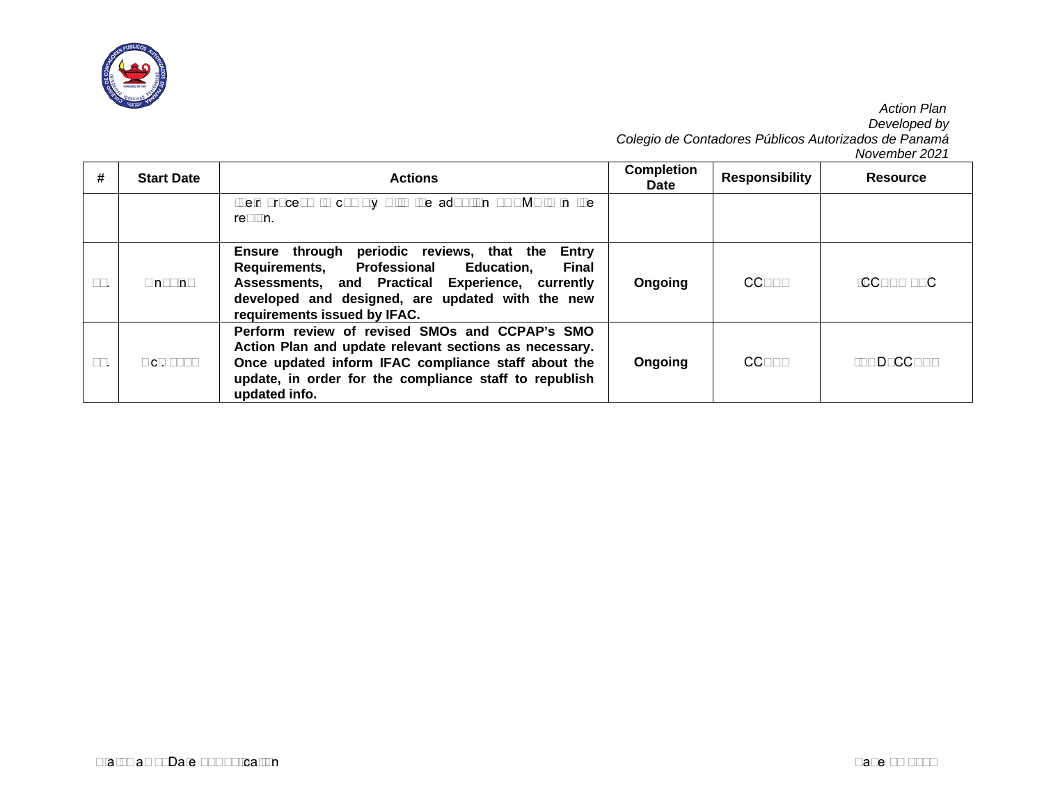*Action Plan*
*Developed by*
*Colegio de Contadores Públicos Autorizados de Panamá*
*November 2021*

| # | Start Date | Actions | Completion Date | Responsibility | Resource |
|---|---|---|---|---|---|
| | | their process to comply with the adoption of SMOs in the region. | | | |
| . | Ongoing | **Ensure through periodic reviews, that the Entry Requirements, Professional Education, Final Assessments, and Practical Experience, currently developed and designed, are updated with the new requirements issued by IFAC.** | **Ongoing** | CC | CC C |
| . | c. | **Perform review of revised SMOs and CCPAP's SMO Action Plan and update relevant sections as necessary. Once updated inform IFAC compliance staff about the update, in order for the compliance staff to republish updated info.** | **Ongoing** | CC | D CC |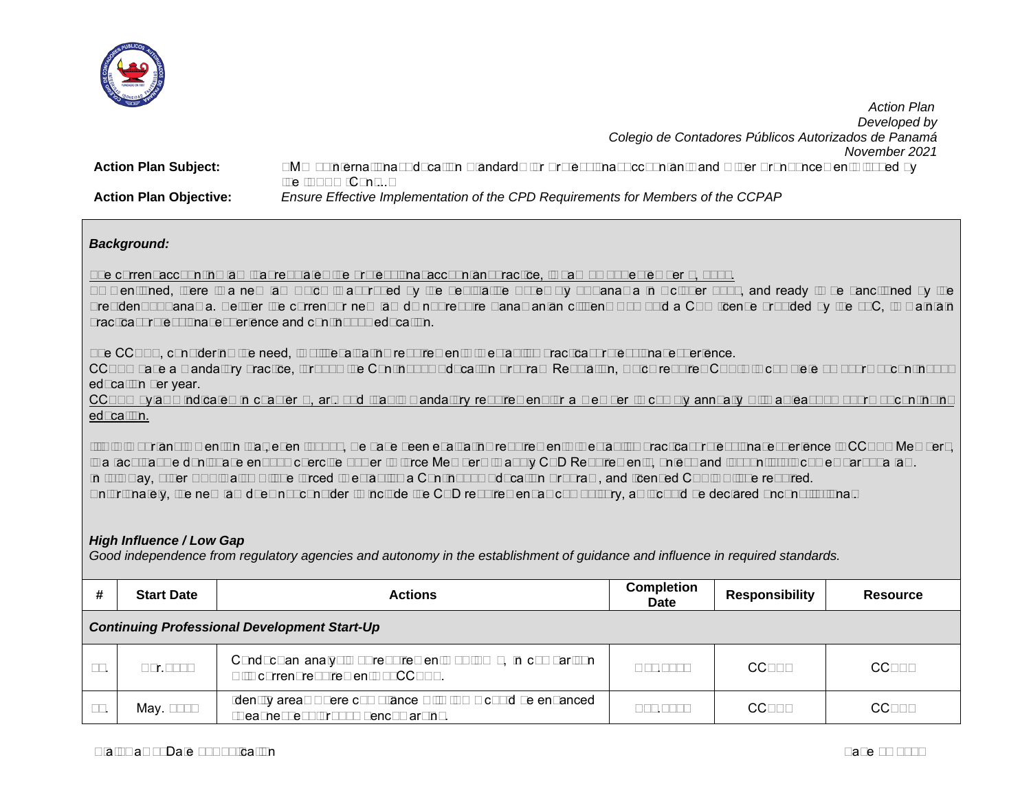*Action Plan*
*Developed by*
*Colegio de Contadores Públicos Autorizados de Panamá*
*November 2021*

**Action Plan Subject:** SMO 2 – International Education Standards for Professional Accountants and Other Pronouncements Issued by the IAESB (Cont...)

**Action Plan Objective:** *Ensure Effective Implementation of the CPD Requirements for Members of the CCPAP*

***Background:***

The current accounting law that regulates the professional accountant practice, is Law 57 of September 1, 1978.

As mentioned, there is a new law which was approved by the Legislative Assembly of Panama in October 2021, and ready to be sanctioned by the President of Panama. Neither the current nor new law do not require Panamanian citizens who hold a CPA license provided by the JTC, to maintain practical professional experience and continuing education.

The CCPAP, considering the need, to establish a requirement to maintain practical professional experience.

CCPAP have a mandatory practice, through the Continuing Education Program Regulation, that requires CPAs to complete 40 hours of continuing education per year.

CCPAP bylaws indicates in chapter X, article 8 that is mandatory requirement for a member to comply annually with at least 40 hours of continuing education.

It is important to mention that, even though, we have been establishing requirement to maintain practical professional experience to CCPAP Members, it is practically difficult to enforce or force Members to apply CPD Requirements, unless and until it is compulsory by law. In this way, other accountants will be forced to establish a Continuing Education Program, and licensed CPAs will be required.

Unfortunately, the new law does not consider to include the CPD requirement as compulsory, as it could be declared unconstitutional.

***High Influence / Low Gap***

*Good independence from regulatory agencies and autonomy in the establishment of guidance and influence in required standards.*

| # | Start Date | Actions | Completion Date | Responsibility | Resource |
|---|---|---|---|---|---|
| ***Continuing Professional Development Start-Up*** | | | | | |
| 1.1 | Apr. 2022 | Conduct an analysis of requirements of IES 7, in comparison with current requirements of CCPAP. | Jun. 2022 | CCPAP | CCPAP |
| 1.2 | May. 2022 | Identify areas where compliance with IES 7 could be enhanced by means of benchmarking. | Jul. 2022 | CCPAP | CCPAP |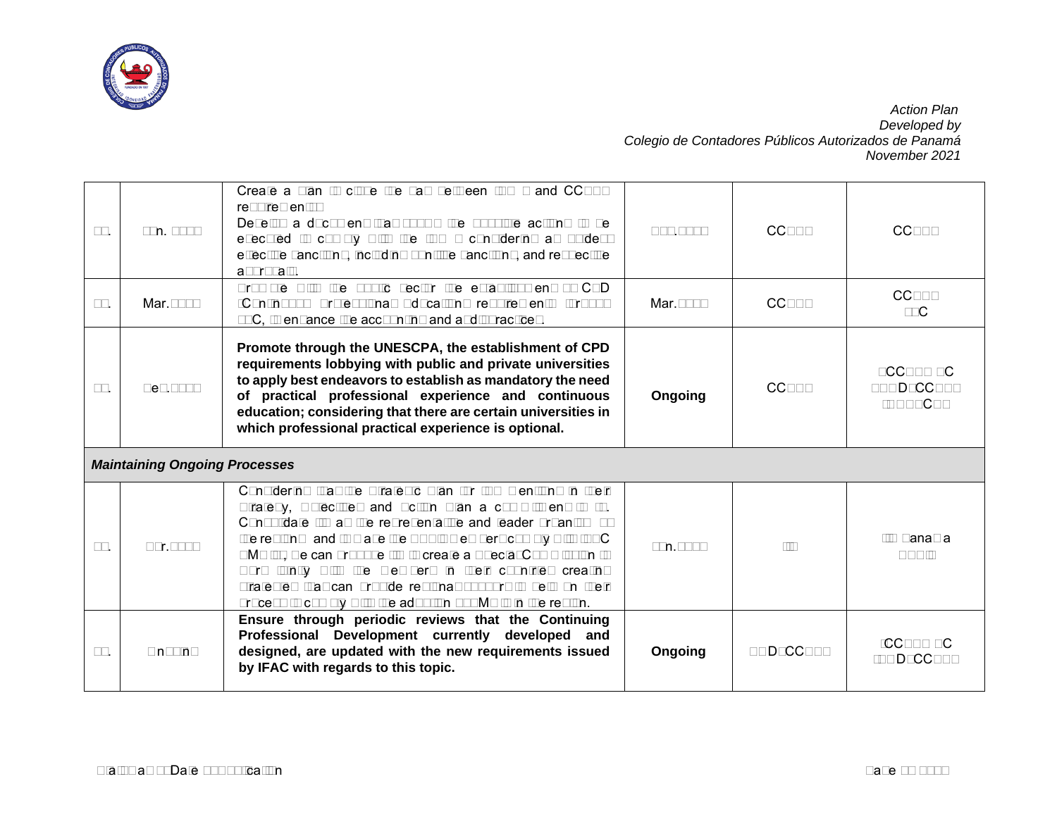| | | | | | |
|---|---|---|---|---|---|
| □□. | □un. □□□□ | Create a plan to close the gap between SMO □ and CCPAP requirements.<br>Develop a document that defines the possible actions to be executed to comply with the SMO □ considering an evident effective sanctioning, including punitive sanctions, and respective approvals. | □□□.□□□□ | CCPAP | CCPAP |
| □□. | Mar.□□□□ | Promote with the public sector the establishment of CPD (Continuous Professional Education requirements) through □□C, to enhance the accounting and audit practices. | Mar.□□□□ | CCPAP | CCPAP<br>□□C |
| □□. | Dec.□□□□ | **Promote through the UNESCPA, the establishment of CPD requirements lobbying with public and private universities to apply best endeavors to establish as mandatory the need of practical professional experience and continuous education; considering that there are certain universities in which professional practical experience is optional.** | **Ongoing** | CCPAP | □CCPAP □C<br>□□□D□CCPAP<br>□□□□□C□□ |
| ***Maintaining Ongoing Processes*** | | | | | |
| □□. | □□r.□□□□ | Considering that the strategic plan for □□□ mentioning in their strategy, objectives and action plan a commitment to □□. Consolidate □□□ as the representative and leader organization in the region and to make the member bodies comply with □□□C SMOs, we can propose to create a special Committee to work jointly with the members in their countries creating strategies that can provide regional support to help on their process to comply with the adoption of SMOs in the region. | □un.□□□□ | □□□ | □□□ Panam□a □□□□□ |
| □□. | Ongoing | **Ensure through periodic reviews that the Continuing Professional Development currently developed and designed, are updated with the new requirements issued by IFAC with regards to this topic.** | **Ongoing** | □□D□CCPAP | □CCPAP □C<br>□□□D□CCPAP |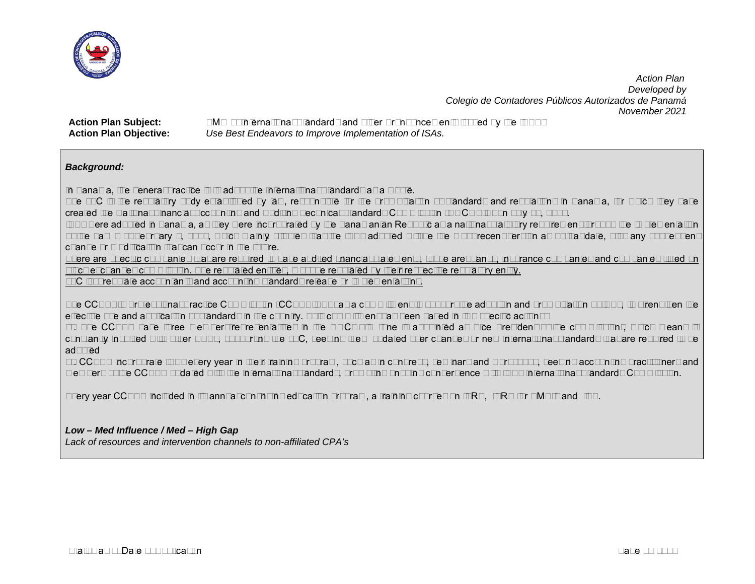*Action Plan*
*Developed by*
*Colegio de Contadores Públicos Autorizados de Panamá*
*November 2021*

**Action Plan Subject:** SMO 3 – International Standards and Other Pronouncements Issued by the IAASB

**Action Plan Objective:** *Use Best Endeavors to Improve Implementation of ISAs.*

***Background:***

In Panama, the general practice is to adopt the International Standards as a whole.

The JTC is the regulatory body established by law, responsible for the promulgation of standards and regulations in Panama, for which they have created the National Financial Accounting and Auditing Technical Standards Commission (NCC) through … July …, ….

ISAs were adopted in Panama, as they were incorporated by the Panamanian Republic as a national statutory requirement through the … Resolution of the past … February …, …, which mainly establishes that the ISA adopted will be the most recent version at such date, with any subsequent change or modification that can occur in the future.

<u>There are specific companies that are required to have audited financial statements, those are: banks, insurance companies and companies listed on the Stock Exchange Commission. The regulated entities, are those regulated by their respective regulatory entity.</u>

<u>JTC also regulate accountants and accounting standards release for its implementation.</u>

The CCPAP Professional Practice Commission (CCPAP) has a commitment to support the adoption and promulgation process, to strengthen the effective use and application of standards in the country. This commitment has been based in two specific actions:

1. The CCPAP have three members representatives in the NCC, one is appointed as Vice President of the commission, which means is constantly involved with other bodies, supporting the JTC, keeping them updated over changes or new International Standards that are required to be adopted

2. CCPAP incorporate ISA every year in their training program, such as in congress, seminars and workshops, keeping accounting practitioners and members of the CCPAP updated with the International Standards, providing ongoing convergence with IAASB International Standards Commission.

Every year CCPAP included in its annual continuing education program, a training course on IFRS, IFRS for SMEs and ISA.

***Low – Med Influence / Med – High Gap***

*Lack of resources and intervention channels to non-affiliated CPA's*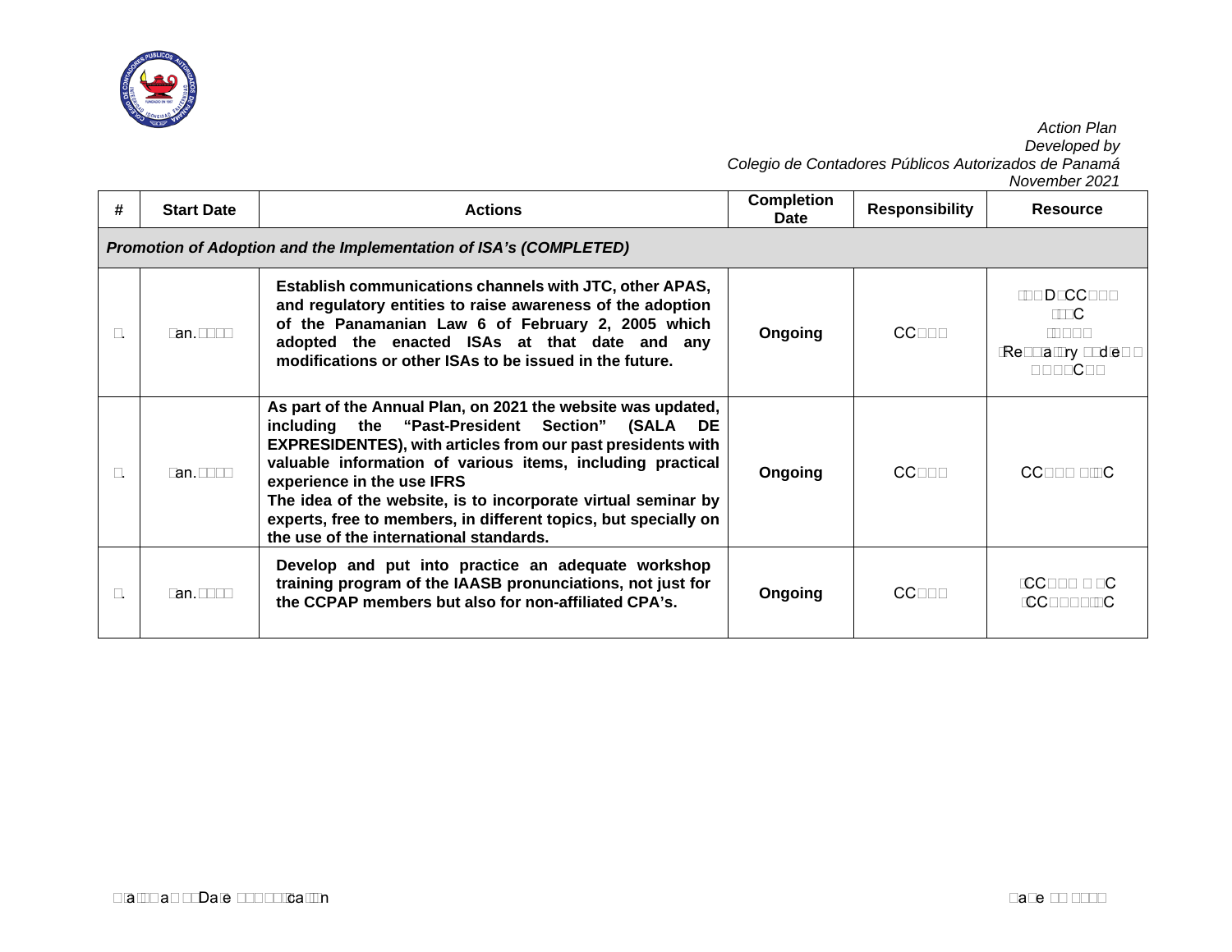*Action Plan*
*Developed by*
*Colegio de Contadores Públicos Autorizados de Panamá*
*November 2021*

| # | Start Date | Actions | Completion Date | Responsibility | Resource |
|---|---|---|---|---|---|
| ***Promotion of Adoption and the Implementation of ISA's (COMPLETED)*** | | | | | |
| . | an. | **Establish communications channels with JTC, other APAS, and regulatory entities to raise awareness of the adoption of the Panamanian Law 6 of February 2, 2005 which adopted the enacted ISAs at that date and any modifications or other ISAs to be issued in the future.** | **Ongoing** | CC | D CC C Re a ry de C |
| . | an. | **As part of the Annual Plan, on 2021 the website was updated, including the "Past-President Section" (SALA DE EXPRESIDENTES), with articles from our past presidents with valuable information of various items, including practical experience in the use IFRS**<br>**The idea of the website, is to incorporate virtual seminar by experts, free to members, in different topics, but specially on the use of the international standards.** | **Ongoing** | CC | CC C |
| . | an. | **Develop and put into practice an adequate workshop training program of the IAASB pronunciations, not just for the CCPAP members but also for non-affiliated CPA's.** | **Ongoing** | CC | CC C CC C |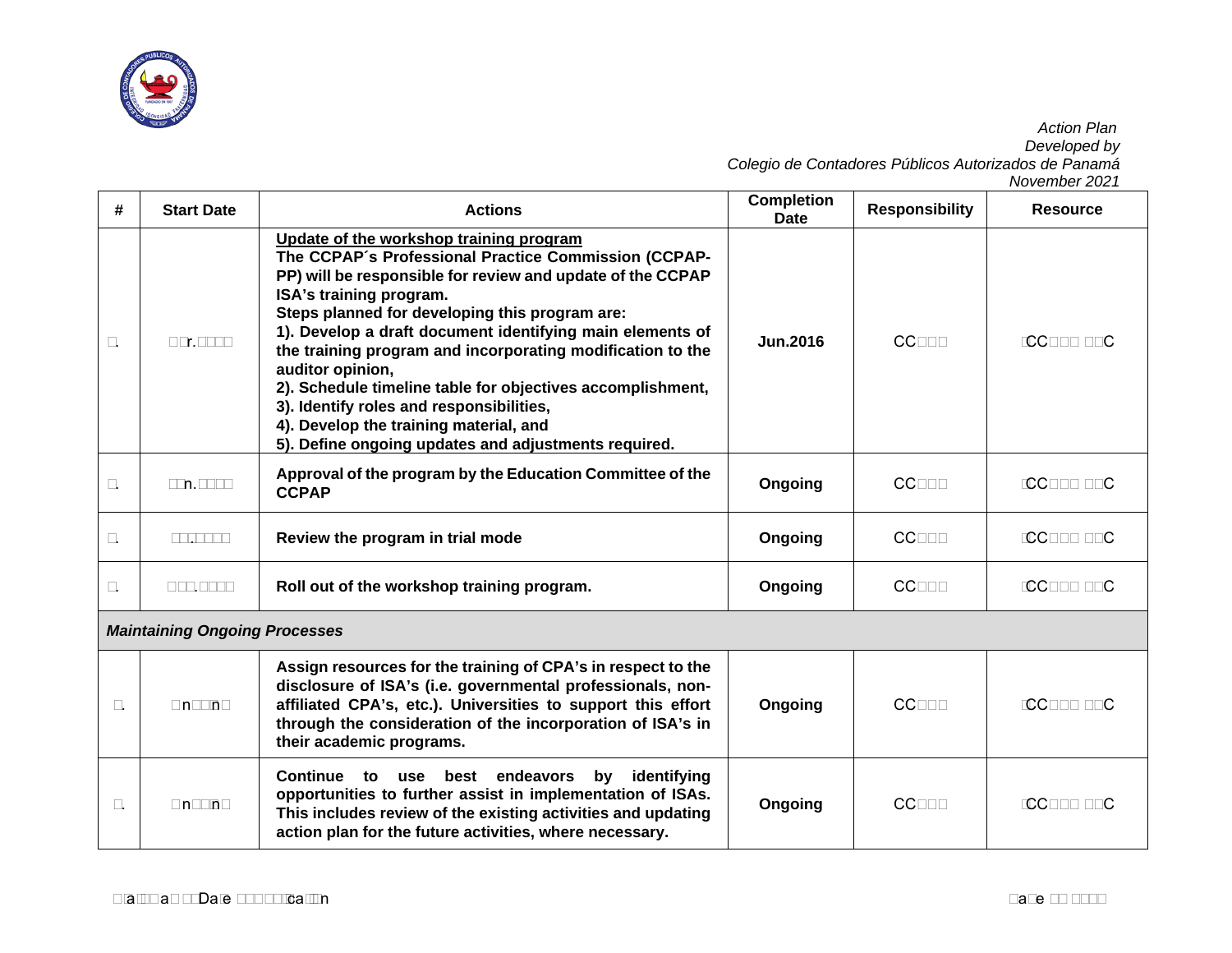*Action Plan*
*Developed by*
*Colegio de Contadores Públicos Autorizados de Panamá*
*November 2021*

| # | Start Date | Actions | Completion Date | Responsibility | Resource |
|---|---|---|---|---|---|
| □. | □□r.□□□□ | **<u>Update of the workshop training program</u>** **The CCPAP´s Professional Practice Commission (CCPAP-PP) will be responsible for review and update of the CCPAP ISA's training program.** **Steps planned for developing this program are:** **1). Develop a draft document identifying main elements of the training program and incorporating modification to the auditor opinion,** **2). Schedule timeline table for objectives accomplishment,** **3). Identify roles and responsibilities,** **4). Develop the training material, and** **5). Define ongoing updates and adjustments required.** | **Jun.2016** | CC□□□ | □CC□□□ □□C |
| □. | □□n.□□□□ | **Approval of the program by the Education Committee of the CCPAP** | **Ongoing** | CC□□□ | □CC□□□ □□C |
| □. | □□.□□□□ | **Review the program in trial mode** | **Ongoing** | CC□□□ | □CC□□□ □□C |
| □. | □□□.□□□□ | **Roll out of the workshop training program.** | **Ongoing** | CC□□□ | □CC□□□ □□C |
| ***Maintaining Ongoing Processes*** | | | | | |
| □. | □n□□n□ | **Assign resources for the training of CPA's in respect to the disclosure of ISA's (i.e. governmental professionals, non-affiliated CPA's, etc.). Universities to support this effort through the consideration of the incorporation of ISA's in their academic programs.** | **Ongoing** | CC□□□ | □CC□□□ □□C |
| □. | □n□□n□ | **Continue to use best endeavors by identifying opportunities to further assist in implementation of ISAs. This includes review of the existing activities and updating action plan for the future activities, where necessary.** | **Ongoing** | CC□□□ | □CC□□□ □□C |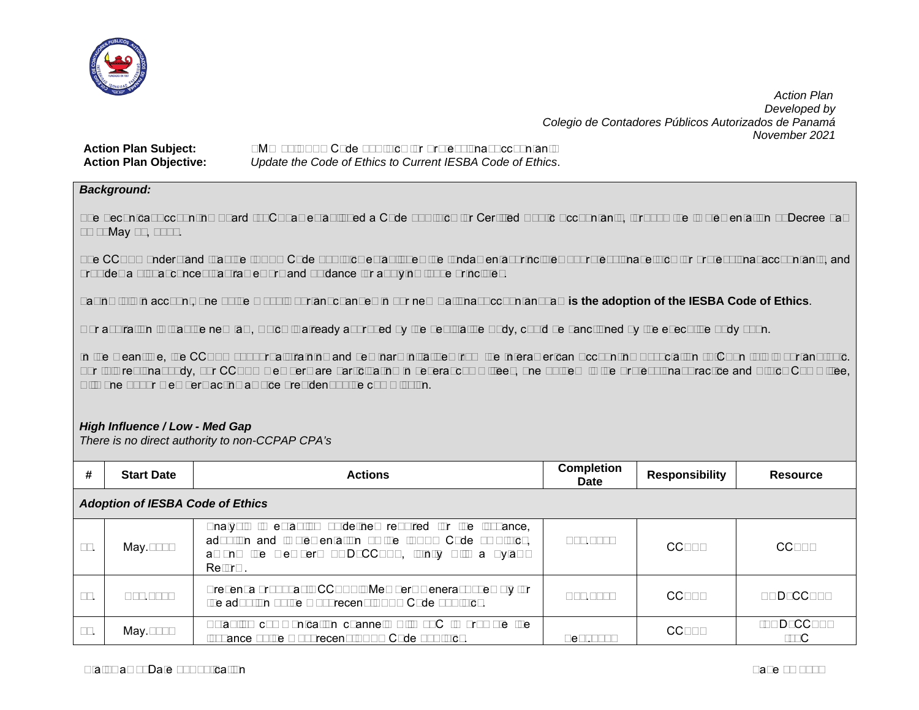*Action Plan*
*Developed by*
*Colegio de Contadores Públicos Autorizados de Panamá*
*November 2021*

**Action Plan Subject:** SMO 4 – IESBA Code of Ethics for Professional Accountants
**Action Plan Objective:** *Update the Code of Ethics to Current IESBA Code of Ethics*.

***Background:***

The Technical Accounting Board (JTCC) has established a Code of Ethics for Certified Public Accountants, through the implementation of Decree Law 26 of May 17, 1984.

The CCPAP understand that the IESBA Code of Ethics establishes the fundamental principles of professional ethics for professional accountants, and provides a conceptual framework and guidance for applying those principles.

Taking this into account, one of the most important changes in our new National Accounting Law is **the adoption of the IESBA Code of Ethics**.

Our aspiration is that the new law, which is already approved by the legislative body, could be sanctioned by the executive body soon.

In the meantime, the CCPAP supports training and seminars in matters from the Interamerican Accounting Association (AIC) on this important topic. For this professional body, our CCPAP members are participating in several committees, one of them is the Professional Practice and Ethics Committee, with one of our members acting as vice president of the committee.

***High Influence / Low - Med Gap***
*There is no direct authority to non-CCPAP CPA's*

| # | Start Date | Actions | Completion Date | Responsibility | Resource |
|---|---|---|---|---|---|
| ***Adoption of IESBA Code of Ethics*** | | | | | |
| 1. | May.2022 | Analysis of existing guidelines required for the issuance, adoption and implementation of the IESBA Code of Ethics, among the members of JD CCPAP, through a Bylaws Reform. | Dec.2022 | CCPAP | CCPAP |
| 2. | Dec.2022 | Present a proposal to CCPAP Members General Assembly for the adoption of the most recent IESBA Code of Ethics. | Dec.2022 | CCPAP | JD CCPAP |
| 3. | May.2022 | Establish communication channels with AIC to promote the issuance of the most recent IESBA Code of Ethics. | Dec.2022 | CCPAP | JD CCPAP AIC |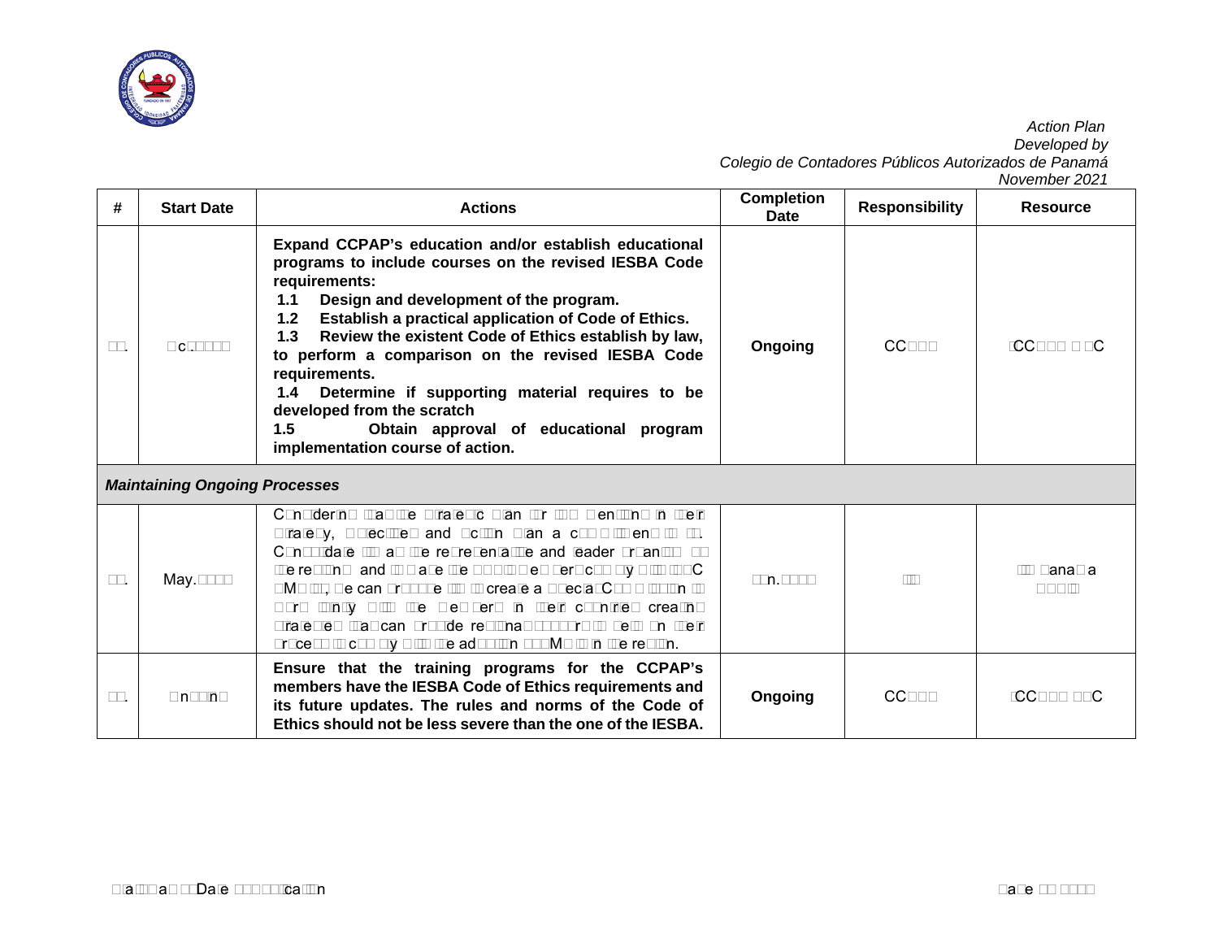*Action Plan*
*Developed by*
*Colegio de Contadores Públicos Autorizados de Panamá*
*November 2021*

| # | Start Date | Actions | Completion Date | Responsibility | Resource |
|---|---|---|---|---|---|
| | Oct. | **Expand CCPAP's education and/or establish educational programs to include courses on the revised IESBA Code requirements:**<br>**1.1 Design and development of the program.**<br>**1.2 Establish a practical application of Code of Ethics.**<br>**1.3 Review the existent Code of Ethics establish by law, to perform a comparison on the revised IESBA Code requirements.**<br>**1.4 Determine if supporting material requires to be developed from the scratch**<br>**1.5 Obtain approval of educational program implementation course of action.** | **Ongoing** | CC | CC C |
| ***Maintaining Ongoing Processes*** | | | | | |
| | May. | Considering that the strategic plan for [...] mentioned in their strategy, objectives and action plan a commitment to [...]. Consolidate [...] as the representative and leader organization in the region and to make the [...] by [...] IFAC SMOs, we can propose [...] to create a special Committee [...] to work jointly with the members in their countries creating strategies that can provide regional support to help in their process to comply with the adoption [...] SMOs in the region. | Jun. | | Panama |
| | Ongoing | **Ensure that the training programs for the CCPAP's members have the IESBA Code of Ethics requirements and its future updates. The rules and norms of the Code of Ethics should not be less severe than the one of the IESBA.** | **Ongoing** | CC | CC C |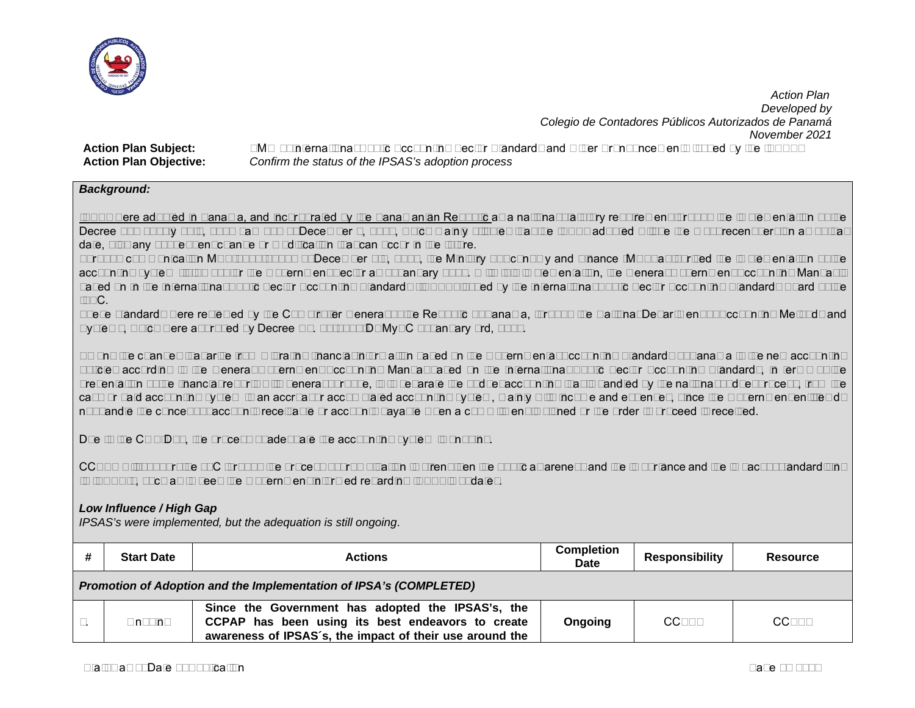*Action Plan*
*Developed by*
*Colegio de Contadores Públicos Autorizados de Panamá*
*November 2021*

**Action Plan Subject:** SMO 6 International Public Sector Accounting Standards and Other Pronouncements Issued by the IPSASB

**Action Plan Objective:** *Confirm the status of the IPSAS's adoption process*

***Background:***

IPSAS were adopted in Panama, and incorporated by the Panamanian Republic as a national statutory requirement through the implementation of the Decree [...], which mainly stipulates that the IPSAS adopted will be the most recent version at that date, with any subsequent change or modification that can occur in the future.

Through Communication [...] of December [...], the Ministry of Economy and Finance (MEF) authorized the implementation of the accounting system [...] for the Government sector as of January [...]. With this implementation, the General Government Accounting Manual was based on the International Public Sector Accounting Standards (IPSAS) issued by the International Public Sector Accounting Standards Board of the IFAC.

These standards were reviewed by the Comptroller General of the Republic of Panama, through the National Department of Accounting Methods and Systems, which were approved by Decree No. [...]-DMySC of January 3rd, [...].

Among the changes that arise from migrating financial information based on the Governmental Accounting Standards of Panama to the new accounting policies according to the General Government Accounting Manual based on the International Public Sector Accounting Standards, in terms of the presentation of the financial reports with general purpose, will separate the budget accounting that is handled by the national budget process, from the cash or paid accounting system to an accrual accumulated accounting system, mainly with income and expenses, since the Government entities record and handle the concept of accounts receivable or accounts payable when a commitment is signed or the order to proceed is received.

Due to the COVID, the process to adequate the accounting system is ongoing.

CCPAP is supporting the MEF through the process of education to strengthen the public awareness and the importance and the impact of standard setting in Panama, as well as to keep the Government informed regarding IPSAS updates.

***Low Influence / High Gap***

*IPSAS's were implemented, but the adequation is still ongoing.*

| # | Start Date | Actions | Completion Date | Responsibility | Resource |
|---|---|---|---|---|---|
| ***Promotion of Adoption and the Implementation of IPSA's (COMPLETED)*** | | | | | |
| 1. | Ongoing | **Since the Government has adopted the IPSAS's, the CCPAP has been using its best endeavors to create awareness of IPSAS´s, the impact of their use around the** | **Ongoing** | CCPAP | CCPAP |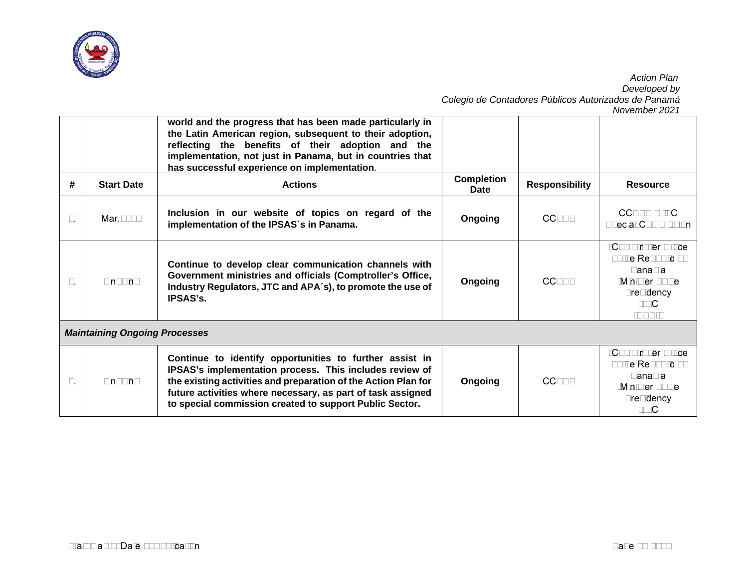| | | world and the progress that has been made particularly in the Latin American region, subsequent to their adoption, reflecting the benefits of their adoption and the implementation, not just in Panama, but in countries that has successful experience on implementation. | | | |
|---|---|---|---|---|---|
| **#** | **Start Date** | **Actions** | **Completion Date** | **Responsibility** | **Resource** |
| . | Mar. | **Inclusion in our website of topics on regard of the implementation of the IPSAS´s in Panama.** | **Ongoing** | CC | CC C ecia C n |
| . | n n | **Continue to develop clear communication channels with Government ministries and officials (Comptroller's Office, Industry Regulators, JTC and APA´s), to promote the use of IPSAS's.** | **Ongoing** | CC | C r er ce e Re c ana a M n er e re dency C |
| ***Maintaining Ongoing Processes*** | | | | | |
| . | n n | **Continue to identify opportunities to further assist in IPSAS's implementation process. This includes review of the existing activities and preparation of the Action Plan for future activities where necessary, as part of task assigned to special commission created to support Public Sector.** | **Ongoing** | CC | C r er ce e Re c ana a M n er e re dency C |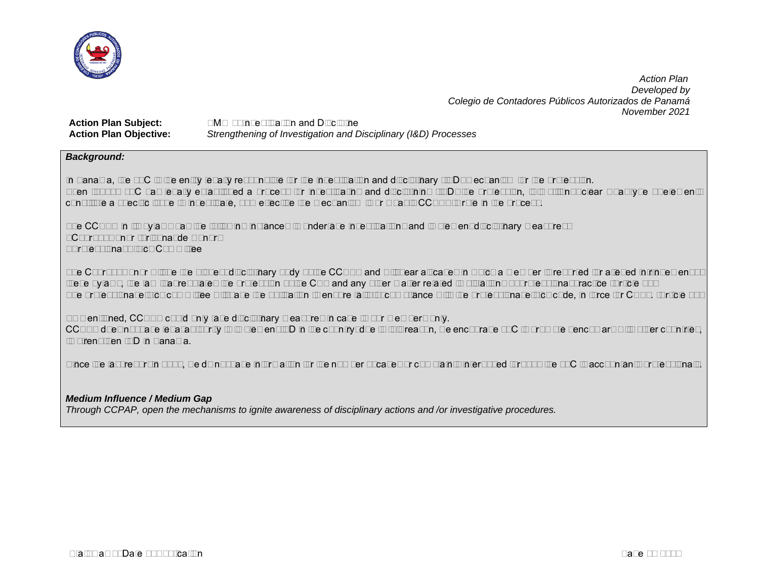*Action Plan*
*Developed by*
*Colegio de Contadores Públicos Autorizados de Panamá*
*November 2021*

**Action Plan Subject:** SMO 6 – Investigation and Discipline

**Action Plan Objective:** *Strengthening of Investigation and Disciplinary (I&D) Processes*

***Background:***

In Panama, the JTC is the entity legally responsible for the investigation and disciplinary (I&D) mechanisms for the profession.
Even though JTC has legally established a process for investigating and disciplining (I&D) the profession, it is not clear if any of these elements constitute a specific scope to investigate, thus affecting the mechanisms for which CCPAP could be in the process.

The CCPAP in its bylaws has the following instances to undertake investigation and to recommend disciplinary measures:
- Court of Honor (Tribunal de Honor)
- Professional Ethics Committee

The Court of Honor will be the highest disciplinary body of the CCPAP and will hear all cases in which a member is reported for alleged infringement of these bylaws, the law that regulates the profession of the CPA and any other matter related to violation of professional practice (Article 37).
The Professional Ethics Committee will analyze the violation and ensure that it complies with the professional ethics code, in force for CPAs. (Article 38)

As mentioned, CCPAP could only take disciplinary measures in case of our members only.
CCPAP does not have legal authority to implement I&D in the country due to this reason, we encourage JTC to progress the benchmark with other countries, to strengthen I&D in Panama.

Since the last review in 2019, we do not have information for the number of cases or complaints interposed through the JTC to accountant professionals.

***Medium Influence / Medium Gap***
*Through CCPAP, open the mechanisms to ignite awareness of disciplinary actions and /or investigative procedures.*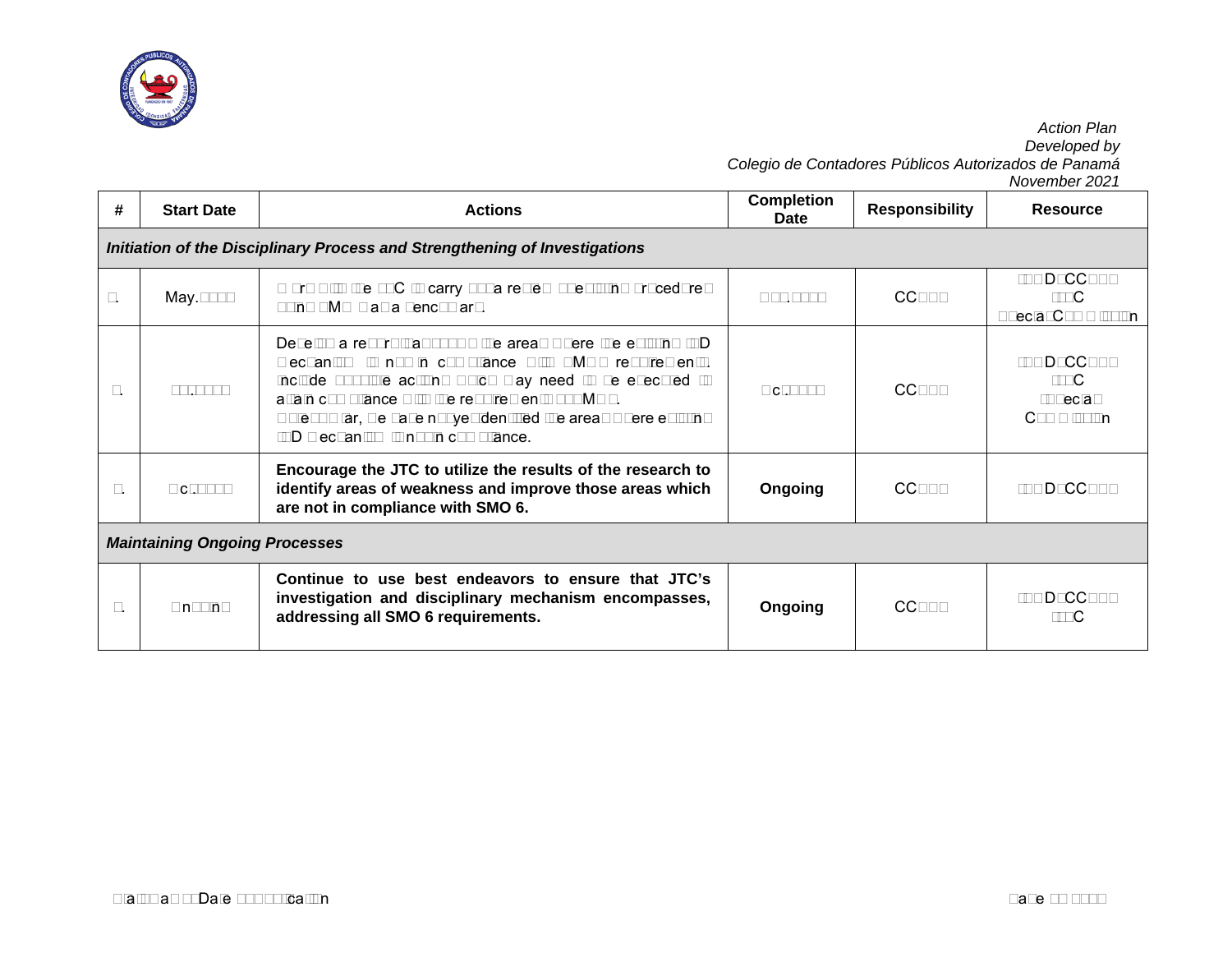*Action Plan*
*Developed by*
*Colegio de Contadores Públicos Autorizados de Panamá*
*November 2021*

| # | Start Date | Actions | Completion Date | Responsibility | Resource |
|---|---|---|---|---|---|
| ***Initiation of the Disciplinary Process and Strengthening of Investigations*** | | | | | |
| □. | May.□□□□ | Work with the JTC to carry out a review of existing procedures using SMO data benchmark. | □□□.□□□□ | CC□□□ | □□□D□CC□□□ □□□C Special Commission |
| □. | □□□.□□□□ | Develop a report/analysis of the areas where the existing I&D mechanism is not in compliance with SMO 6 requirements. Include possible actions which may need to be executed to attain compliance with the requirements of SMO 6. So far, we have not yet identified the areas where existing I&D mechanism is not in compliance. | □c□.□□□□ | CC□□□ | □□□D□CC□□□ □□□C Special Commission |
| □. | □c□.□□□□ | **Encourage the JTC to utilize the results of the research to identify areas of weakness and improve those areas which are not in compliance with SMO 6.** | **Ongoing** | CC□□□ | □□□D□CC□□□ |
| ***Maintaining Ongoing Processes*** | | | | | |
| □. | Ongoing | **Continue to use best endeavors to ensure that JTC's investigation and disciplinary mechanism encompasses, addressing all SMO 6 requirements.** | **Ongoing** | CC□□□ | □□□D□CC□□□ □□□C |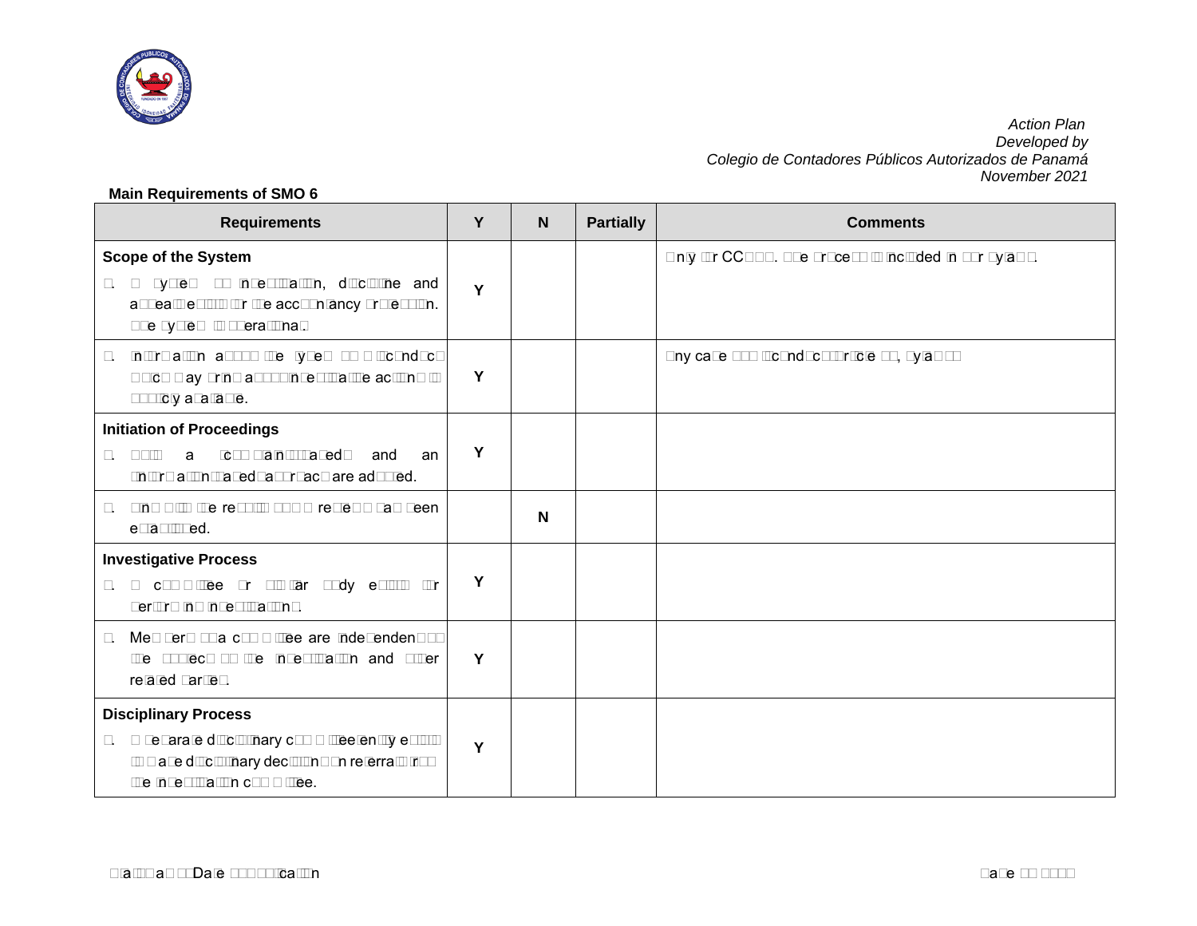**Main Requirements of SMO 6**

| Requirements | Y | N | Partially | Comments |
|---|---|---|---|---|
| **Scope of the System**<br>1. A system of investigation, discipline and appeal is established for the accountancy profession. The system is operational. | Y | | | Only for CCPA. The process is included in our bylaws. |
| 2. Information about the system and conduct which may bring about investigative action is publicly available. | Y | | | Any case with misconduct article □□, bylaws |
| **Initiation of Proceedings**<br>3. Both a complaints-based and an information-based approach are adopted. | Y | | | |
| 4. Until now the results of QA reviews has been evaluated. | | N | | |
| **Investigative Process**<br>5. A committee or similar body exists for performing investigations. | Y | | | |
| 6. Members of a committee are independent of the subject of the investigation and other related parties. | Y | | | |
| **Disciplinary Process**<br>7. A separate disciplinary committee or entity exists to make disciplinary decisions on referral from the investigation committee. | Y | | | |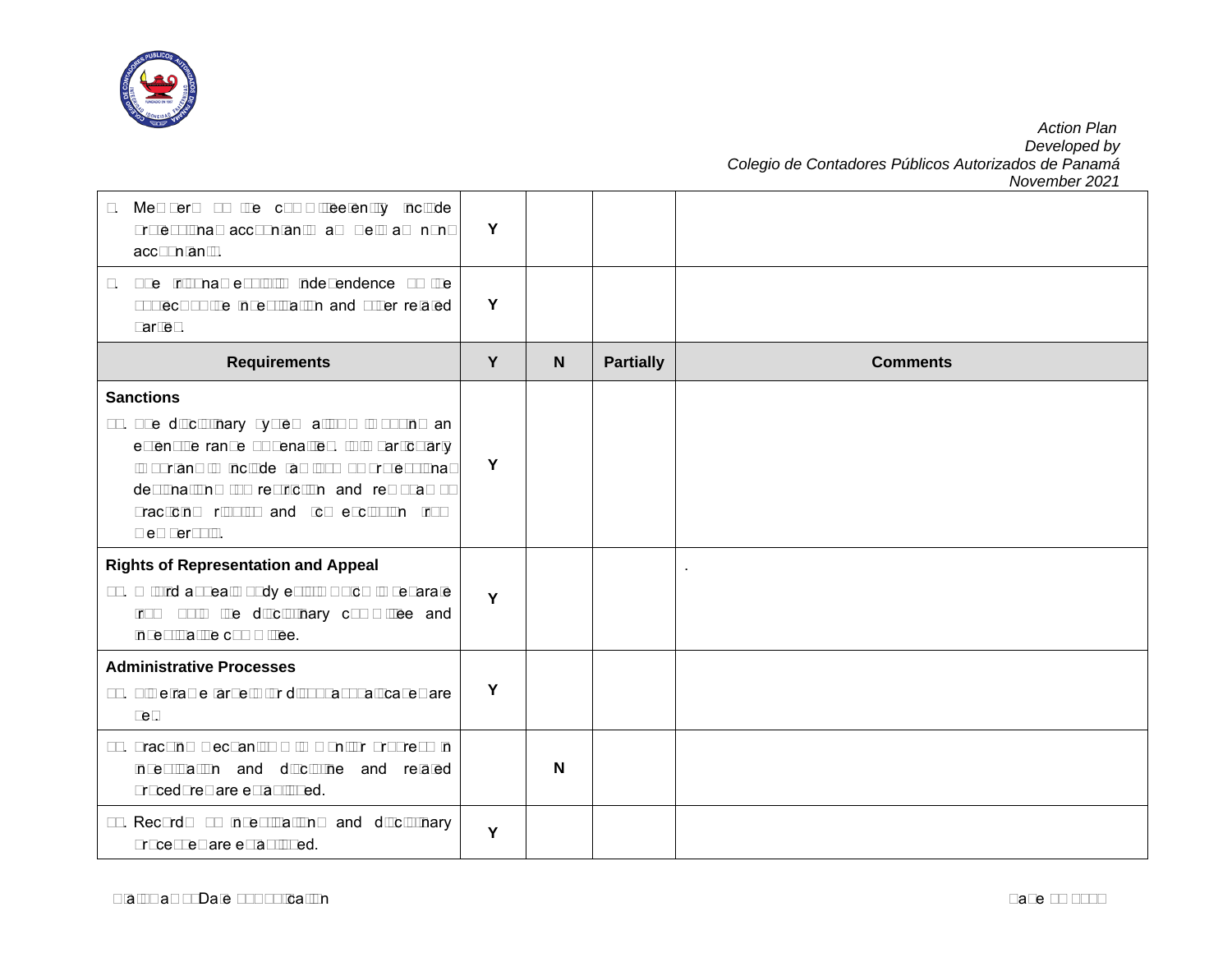*Action Plan*
*Developed by*
*Colegio de Contadores Públicos Autorizados de Panamá*
*November 2021*

| Requirements | Y | N | Partially | Comments |
|---|---|---|---|---|
| 8. Members of the committee currently include professional accountants as well as non-accountants. | Y | | | |
| 9. The tribunal exhibits independence from the subject of the investigation and other related parties. | Y | | | |
| **Sanctions**<br>10. The disciplinary system allows for imposing an extensive range of penalties. It is particularly important to include (a) loss of professional designation; (b) restriction and removal of practicing rights; and (c) exclusion from membership. | Y | | | |
| **Rights of Representation and Appeal**<br>11. A third appeal body exists which is separate from both the disciplinary committee and investigative committee. | Y | | | . |
| **Administrative Processes**<br>12. Appropriate targets for disposal of cases are set. | Y | | | |
| 13. Tracking mechanisms to monitor progress in investigation and discipline and related procedures are established. | | N | | |
| 14. Records of investigations and disciplinary processes are established. | Y | | | |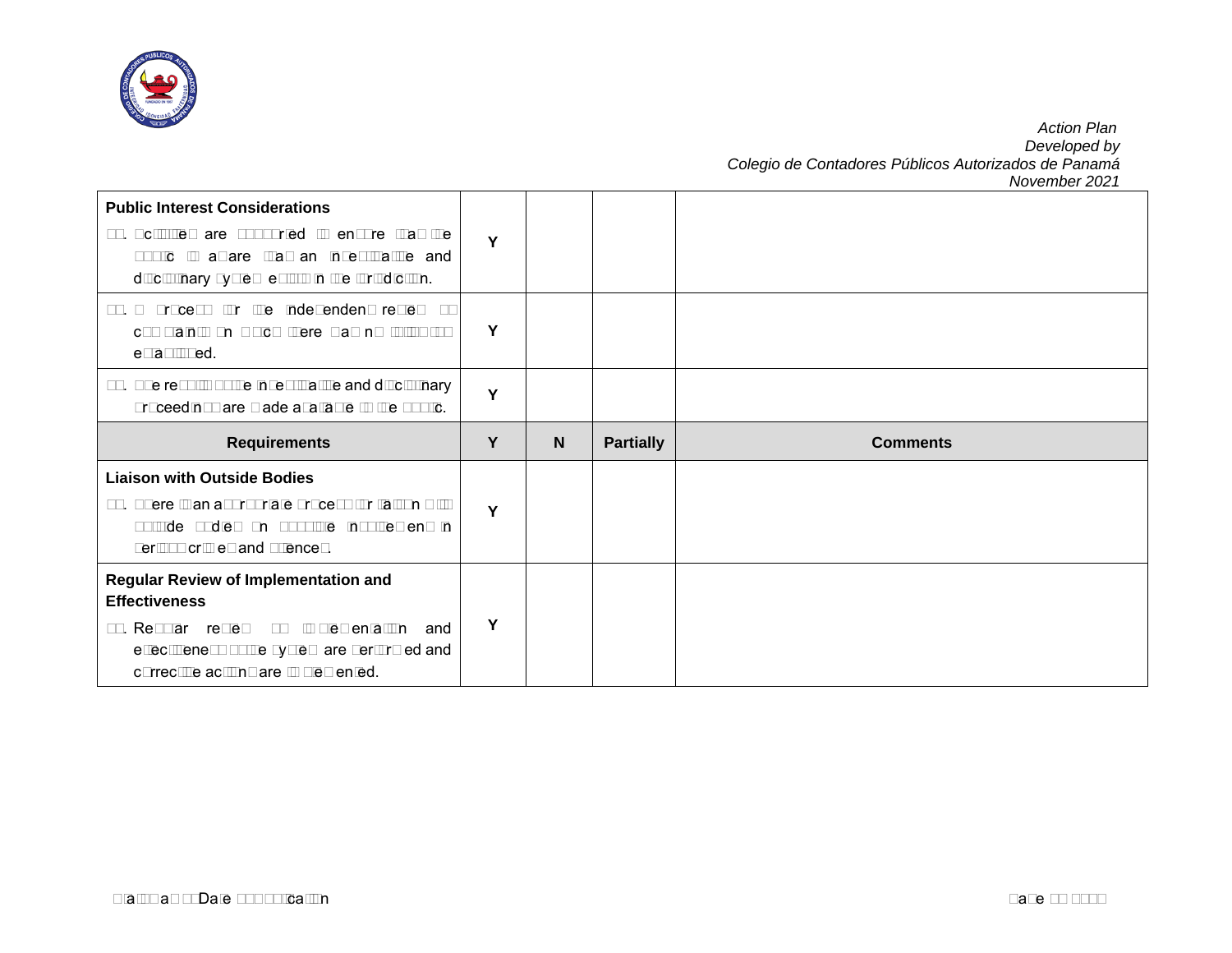| Requirements | Y | N | Partially | Comments |
|---|---|---|---|---|
| **Public Interest Considerations** | | | | |
| Activities are undertaken to ensure that the public is aware that an investigative and disciplinary system exists in the jurisdiction. | Y | | | |
| A process for the independent review of complaints on which there was no further action established. | Y | | | |
| The results of the investigative and disciplinary proceedings are made available to the public. | Y | | | |
| **Liaison with Outside Bodies** | | | | |
| There is an appropriate process for liaison with outside bodies on possible involvement in serious crimes and offences. | Y | | | |
| **Regular Review of Implementation and Effectiveness** | | | | |
| Regular reviews of implementation and effectiveness of the system are performed and corrective actions are implemented. | Y | | | |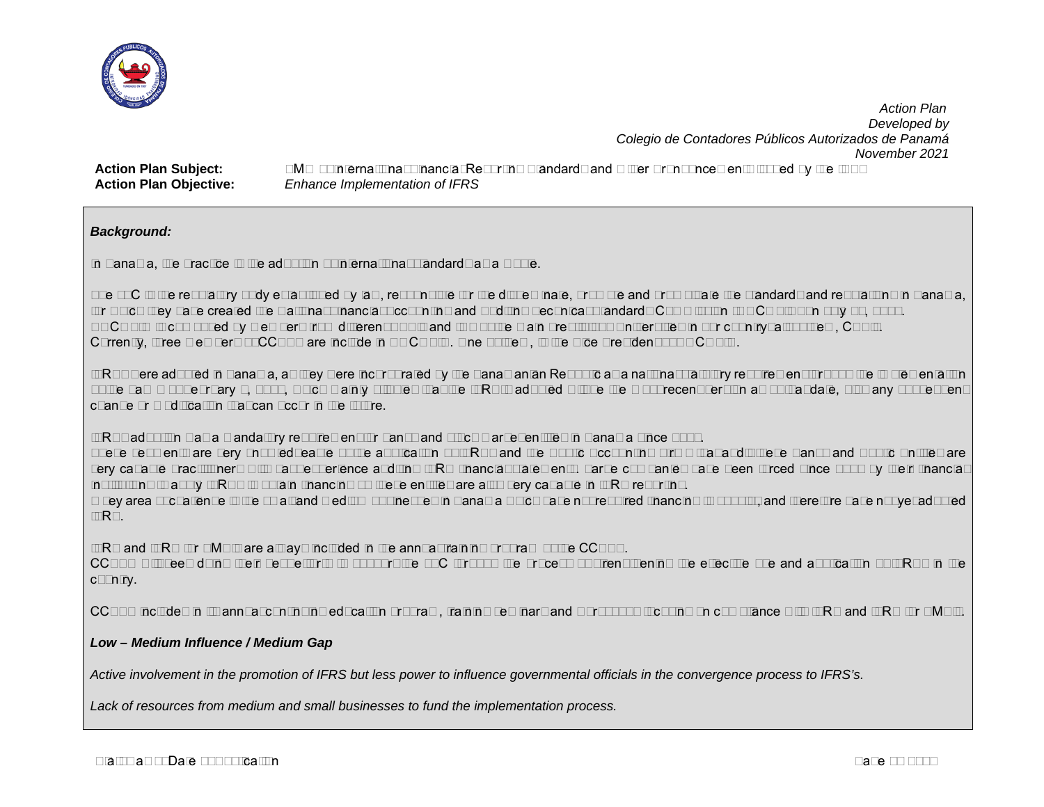*Action Plan*
*Developed by*
*Colegio de Contadores Públicos Autorizados de Panamá*
*November 2021*

**Action Plan Subject:** SMO 7 – International Financial Reporting Standards and Other Pronouncements Issued by the IASB

**Action Plan Objective:** *Enhance Implementation of IFRS*

***Background:***

In Panama, the practice of the adoption of international standards has a □□□□e.

The □□C is the regulatory body established by law, responsible for the dissemination, promote and promulgate the standards and regulations in Panama, for which they have created the National Financial Accounting and Auditing Technical Standards Commission (□□C□□ □□□□□□□n □ay □□, □□□□). □□C□□□ which is formed by five members from different □□□□ and □□□ □□□□□e main professional universities in our country, as □□□□e□, C□□□. Currently, three members of CCPAP are include in □□C□□□. One of them, is the Vice President of □□C□□□.

IFRS were adopted in Panama, as they were incorporated by the Panamanian Republic as a national statutory requirement through the □□ □e□en□at□□n of the □a□ □ □□□e□ruary □, □□□□, which mainly establishes that the IFRS to adopted will be the most recent version as of that date, with any subsequent change or modification that can occur in the future.

IFRS adoption is a mandatory requirement for banks and stock market entities in Panama since □□□□.
These segments are very knowledgeable of the application of IFRS and the public accounting firms that audit these banks and public entities are very capable practitioners with vast experience auditing IFRS financial statements. Large companies have been forced since □□□□ by their financial institutions to apply IFRS to obtain financing, so these entities are also very capable in IFRS reporting.
Key area of challenge is the small and medium businesses in Panama which have not required financing of □□□□□□□, and therefore have not yet adopted IFRS.

IFRS and IFRS for SMEs are always included in the annual training program of the CCPAP.
CCPAP will keep doing their best efforts to support the □□C through the process of strengthening the effective use and application of IFRS in the country.

CCPAP includes in its annual continuing education program, training seminars and conferences focusing on compliance with IFRS and IFRS for SMEs.

***Low – Medium Influence / Medium Gap***

*Active involvement in the promotion of IFRS but less power to influence governmental officials in the convergence process to IFRS's.*

*Lack of resources from medium and small businesses to fund the implementation process.*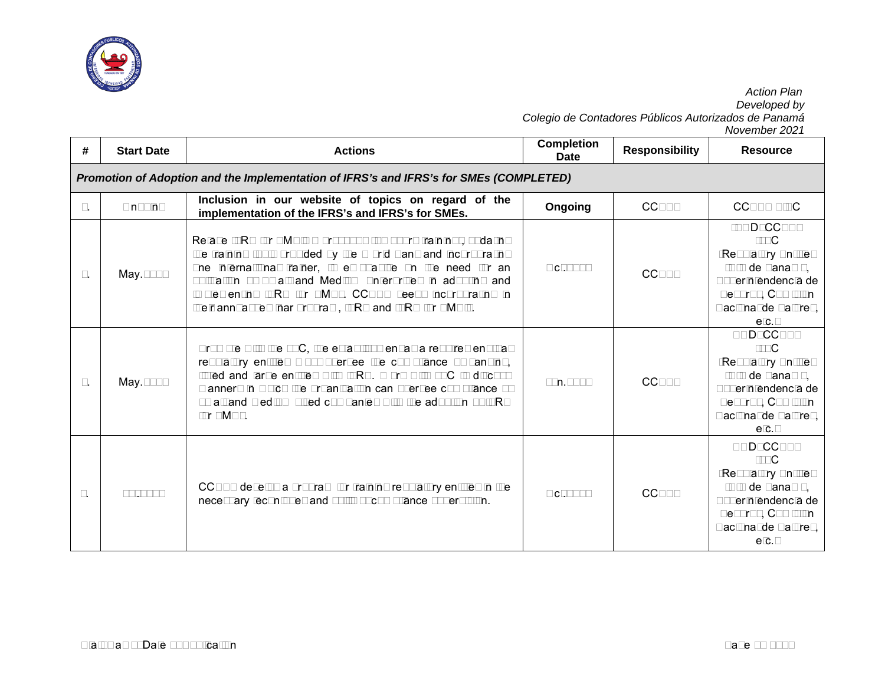*Action Plan*
*Developed by*
*Colegio de Contadores Públicos Autorizados de Panamá*
*November 2021*

| # | Start Date | Actions | Completion Date | Responsibility | Resource |
|---|---|---|---|---|---|
| ***Promotion of Adoption and the Implementation of IFRS's and IFRS's for SMEs (COMPLETED)*** | | | | | |
| 1. | Ongoing | **Inclusion in our website of topics on regard of the implementation of the IFRS's and IFRS's for SMEs.** | **Ongoing** | CCPAP | CCPAP IFAC |
| 2. | May.2021 | Replace IFRS for SME's proposed to other training, updating the training offered by the World Bank and incorporating one international trainer, to emphasize on the need for an application for Small and Medium Enterprises in adopting and implementing IFRS for SME's. CCPAP keeps incorporating in their annual seminar program, IFRS and IFRS for SME's. | Dec.2021 | CCPAP | IDB-CCPAP IFAC (Regulatory Entities of Panama, Superintendencia de Seguros, Comisión Nacional de Valores, etc.) |
| 3. | May.2021 | Through the work with the IFAC, we established a requirement that regulatory entities should oversee the compliance for banking, listed and large entities with IFRS. Work with IFAC to discuss manners in which the organization can oversee compliance for small and medium listed companies with the adoption of IFRS for SMEs. | Jan.2022 | CCPAP | IDB-CCPAP IFAC (Regulatory Entities of Panama, Superintendencia de Seguros, Comisión Nacional de Valores, etc.) |
| 4. | Feb.2022 | CCPAP develop a program for training regulatory entities in the necessary techniques and skills for compliance supervision. | Dec.2022 | CCPAP | IDB-CCPAP IFAC (Regulatory Entities of Panama, Superintendencia de Seguros, Comisión Nacional de Valores, etc.) |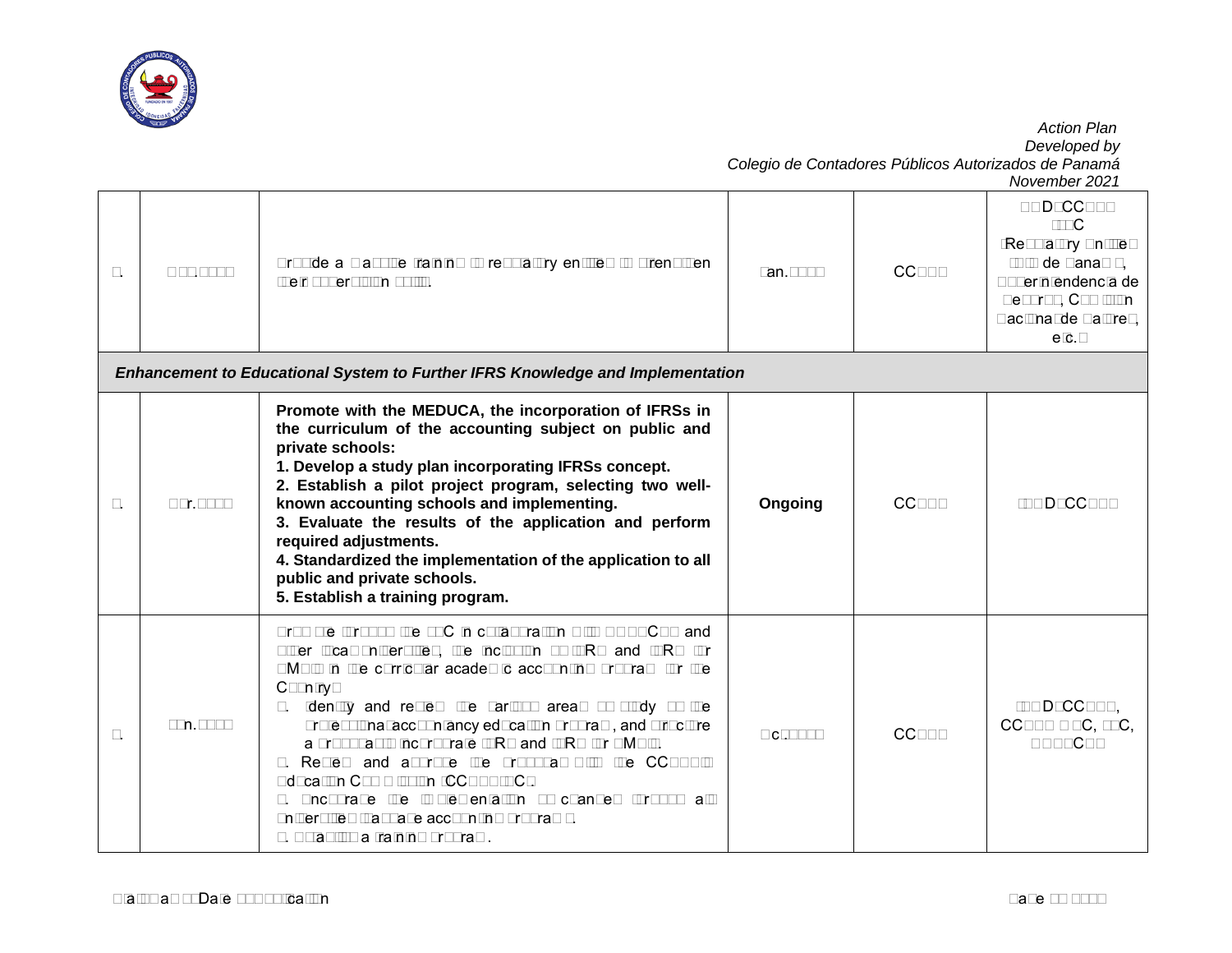| | | | | | |
|---|---|---|---|---|---|
| □. | □□□.□□□□ | Provide a □□□□□□□ training to regulatory entities to strengthen their supervision □□□□. | Jan.□□□□ | CC□□□ | □□D□CC□□□ □□□C (Regulatory Entities: □□□□ de Panamá, Superintendencia de Seguros, Comisión Nacional de Valores, etc.) |
| ***Enhancement to Educational System to Further IFRS Knowledge and Implementation*** | | | | | |
| □. | □□r.□□□□ | **Promote with the MEDUCA, the incorporation of IFRSs in the curriculum of the accounting subject on public and private schools:**<br>**1. Develop a study plan incorporating IFRSs concept.**<br>**2. Establish a pilot project program, selecting two well-known accounting schools and implementing.**<br>**3. Evaluate the results of the application and perform required adjustments.**<br>**4. Standardized the implementation of the application to all public and private schools.**<br>**5. Establish a training program.** | **Ongoing** | CC□□□ | □□□D□CC□□□ |
| □. | □□n.□□□□ | Promote the proposal by the □□C in collaboration with □□□□C□□ and other local universities, the inclusion of IFRS and IFRS for SMEs in the curricular academic accounting program for the Country:<br>1. Identify and review the various areas of study of the professional accountancy education program, and structure a proposal to incorporate IFRS and IFRS for SMEs.<br>2. Review and approve the proposal with the CC□□□ Education Commission (CC□□□□□C).<br>3. Incorporate the implementation of changes through all universities that have accounting programs.<br>4. Establish a training program. | □c□.□□□□ | CC□□□ | □□□D□CC□□□, CC□□□ □ □C, □□C, □□□□C□□ |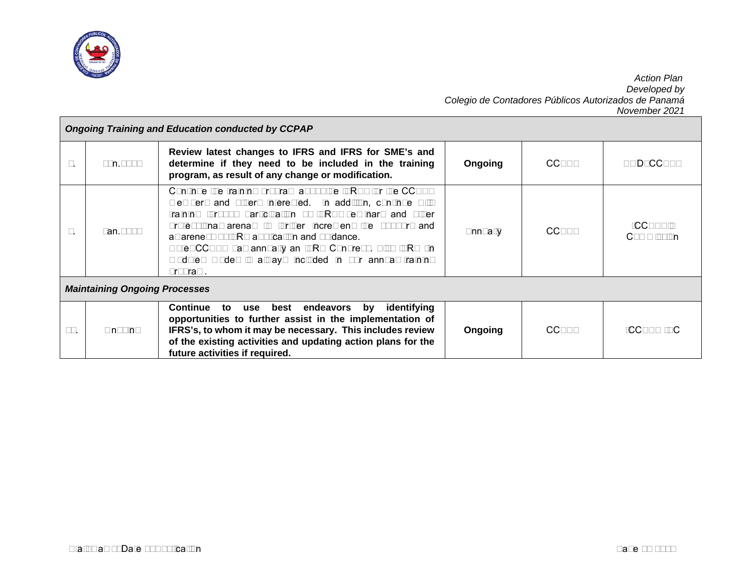*Action Plan*
*Developed by*
*Colegio de Contadores Públicos Autorizados de Panamá*
*November 2021*

| | | | | | |
|---|---|---|---|---|---|
| ***Ongoing Training and Education conducted by CCPAP*** | | | | | |
| 8. | Jun. 2022 | **Review latest changes to IFRS and IFRS for SME's and determine if they need to be included in the training program, as result of any change or modification.** | **Ongoing** | CCPAP | BOD/CCPAP |
| 9. | Jan. 2022 | Continue the training program about the IFRSs for the CCPAP members and others interested. In addition, continue with training programs participation on IFRSs seminars and other professional arenas to further increment the knowledge and awareness on IFRS application and guidance.<br>The CCPAP has annually an IFRS Congress. Also IFRS in SMEs modules is always included in our annual training program. | Annually | CCPAP | CCPAP's Commission |
| ***Maintaining Ongoing Processes*** | | | | | |
| 10. | Ongoing | **Continue to use best endeavors by identifying opportunities to further assist in the implementation of IFRS's, to whom it may be necessary. This includes review of the existing activities and updating action plans for the future activities if required.** | **Ongoing** | CCPAP | CCPAP PIC |